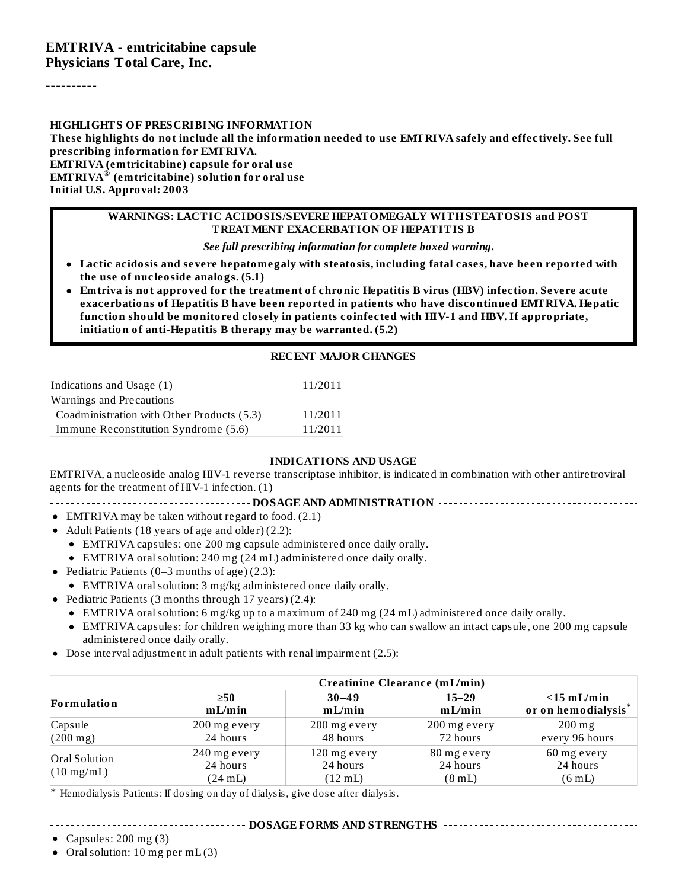# EMTRIVA - emtricitabine capsule
**Physicians Total Care, Inc.**

----------

**HIGHLIGHTS OF PRESCRIBING INFORMATION**
**These highlights do not include all the information needed to use EMTRIVA safely and effectively. See full prescribing information for EMTRIVA.**
**EMTRIVA (emtricitabine) capsule for oral use**
**EMTRIVA® (emtricitabine) solution for oral use**
**Initial U.S. Approval: 2003**

**WARNINGS: LACTIC ACIDOSIS/SEVERE HEPATOMEGALY WITH STEATOSIS and POST TREATMENT EXACERBATION OF HEPATITIS B**

*See full prescribing information for complete boxed warning.*

- **Lactic acidosis and severe hepatomegaly with steatosis, including fatal cases, have been reported with the use of nucleoside analogs. (5.1)**
- **Emtriva is not approved for the treatment of chronic Hepatitis B virus (HBV) infection. Severe acute exacerbations of Hepatitis B have been reported in patients who have discontinued EMTRIVA. Hepatic function should be monitored closely in patients coinfected with HIV-1 and HBV. If appropriate, initiation of anti-Hepatitis B therapy may be warranted. (5.2)**

**RECENT MAJOR CHANGES**

| | |
|---|---|
| Indications and Usage (1) | 11/2011 |
| Warnings and Precautions | |
| Coadministration with Other Products (5.3) | 11/2011 |
| Immune Reconstitution Syndrome (5.6) | 11/2011 |

**INDICATIONS AND USAGE**

EMTRIVA, a nucleoside analog HIV-1 reverse transcriptase inhibitor, is indicated in combination with other antiretroviral agents for the treatment of HIV-1 infection. (1)

**DOSAGE AND ADMINISTRATION**

- EMTRIVA may be taken without regard to food. (2.1)
- Adult Patients (18 years of age and older) (2.2):
  - EMTRIVA capsules: one 200 mg capsule administered once daily orally.
  - EMTRIVA oral solution: 240 mg (24 mL) administered once daily orally.
- Pediatric Patients (0–3 months of age) (2.3):
  - EMTRIVA oral solution: 3 mg/kg administered once daily orally.
- Pediatric Patients (3 months through 17 years) (2.4):
  - EMTRIVA oral solution: 6 mg/kg up to a maximum of 240 mg (24 mL) administered once daily orally.
  - EMTRIVA capsules: for children weighing more than 33 kg who can swallow an intact capsule, one 200 mg capsule administered once daily orally.
- Dose interval adjustment in adult patients with renal impairment (2.5):

| Formulation | Creatinine Clearance (mL/min) | | | |
|---|---|---|---|---|
| | ≥50 mL/min | 30–49 mL/min | 15–29 mL/min | <15 mL/min or on hemodialysis* |
| Capsule (200 mg) | 200 mg every 24 hours | 200 mg every 48 hours | 200 mg every 72 hours | 200 mg every 96 hours |
| Oral Solution (10 mg/mL) | 240 mg every 24 hours (24 mL) | 120 mg every 24 hours (12 mL) | 80 mg every 24 hours (8 mL) | 60 mg every 24 hours (6 mL) |

\* Hemodialysis Patients: If dosing on day of dialysis, give dose after dialysis.

**DOSAGE FORMS AND STRENGTHS**

- Capsules: 200 mg (3)
- Oral solution: 10 mg per mL (3)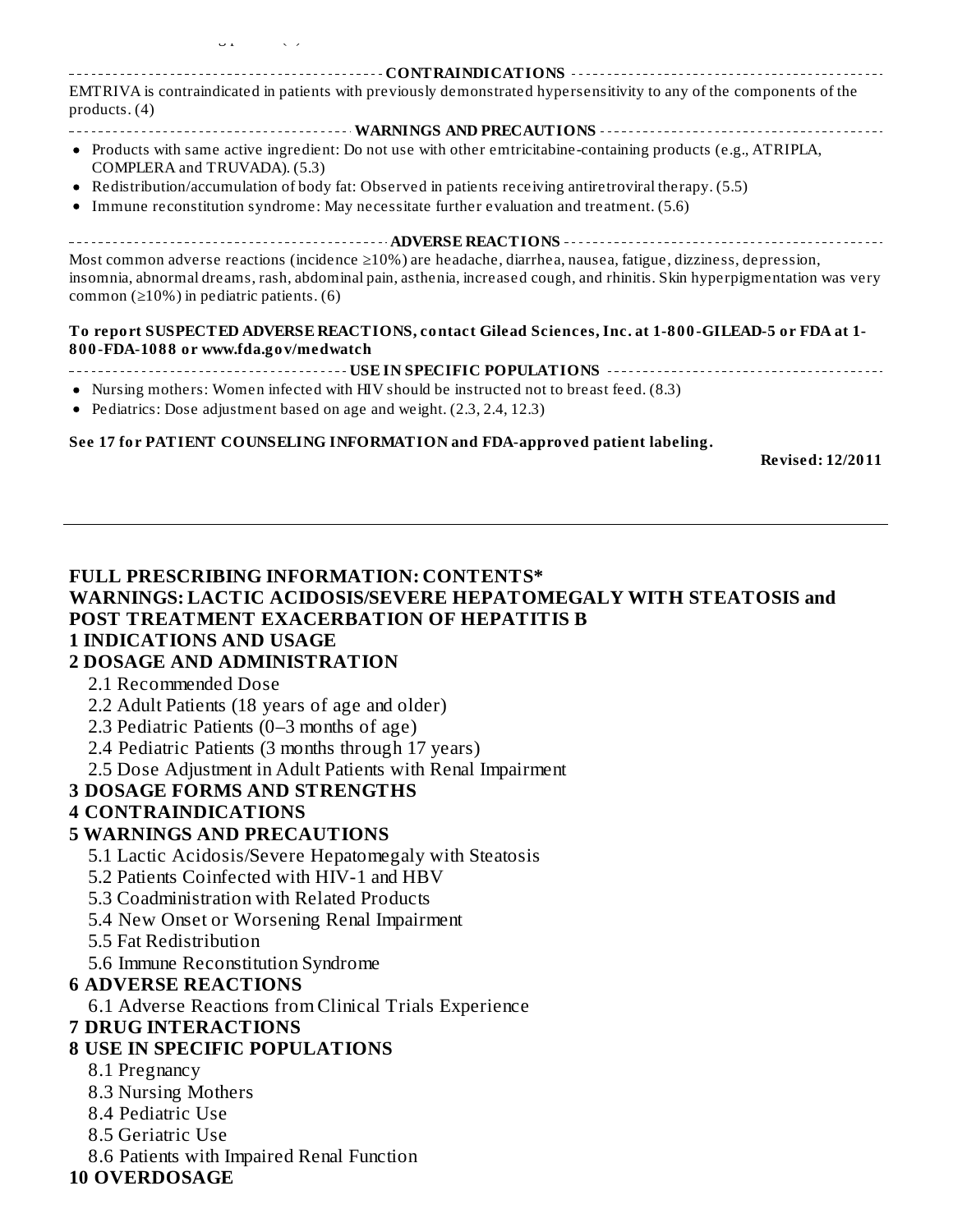## CONTRAINDICATIONS

EMTRIVA is contraindicated in patients with previously demonstrated hypersensitivity to any of the components of the products. (4)

## WARNINGS AND PRECAUTIONS

- Products with same active ingredient: Do not use with other emtricitabine-containing products (e.g., ATRIPLA, COMPLERA and TRUVADA). (5.3)
- Redistribution/accumulation of body fat: Observed in patients receiving antiretroviral therapy. (5.5)
- Immune reconstitution syndrome: May necessitate further evaluation and treatment. (5.6)

## ADVERSE REACTIONS

Most common adverse reactions (incidence ≥10%) are headache, diarrhea, nausea, fatigue, dizziness, depression, insomnia, abnormal dreams, rash, abdominal pain, asthenia, increased cough, and rhinitis. Skin hyperpigmentation was very common (≥10%) in pediatric patients. (6)

**To report SUSPECTED ADVERSE REACTIONS, contact Gilead Sciences, Inc. at 1-800-GILEAD-5 or FDA at 1-800-FDA-1088 or www.fda.gov/medwatch**

## USE IN SPECIFIC POPULATIONS

- Nursing mothers: Women infected with HIV should be instructed not to breast feed. (8.3)
- Pediatrics: Dose adjustment based on age and weight. (2.3, 2.4, 12.3)

**See 17 for PATIENT COUNSELING INFORMATION and FDA-approved patient labeling.**

**Revised: 12/2011**

---

## FULL PRESCRIBING INFORMATION: CONTENTS*

**WARNINGS: LACTIC ACIDOSIS/SEVERE HEPATOMEGALY WITH STEATOSIS and POST TREATMENT EXACERBATION OF HEPATITIS B**

**1 INDICATIONS AND USAGE**

**2 DOSAGE AND ADMINISTRATION**

- 2.1 Recommended Dose
- 2.2 Adult Patients (18 years of age and older)
- 2.3 Pediatric Patients (0–3 months of age)
- 2.4 Pediatric Patients (3 months through 17 years)
- 2.5 Dose Adjustment in Adult Patients with Renal Impairment

**3 DOSAGE FORMS AND STRENGTHS**

**4 CONTRAINDICATIONS**

**5 WARNINGS AND PRECAUTIONS**

- 5.1 Lactic Acidosis/Severe Hepatomegaly with Steatosis
- 5.2 Patients Coinfected with HIV-1 and HBV
- 5.3 Coadministration with Related Products
- 5.4 New Onset or Worsening Renal Impairment
- 5.5 Fat Redistribution
- 5.6 Immune Reconstitution Syndrome

**6 ADVERSE REACTIONS**

- 6.1 Adverse Reactions from Clinical Trials Experience

**7 DRUG INTERACTIONS**

**8 USE IN SPECIFIC POPULATIONS**

- 8.1 Pregnancy
- 8.3 Nursing Mothers
- 8.4 Pediatric Use
- 8.5 Geriatric Use
- 8.6 Patients with Impaired Renal Function

**10 OVERDOSAGE**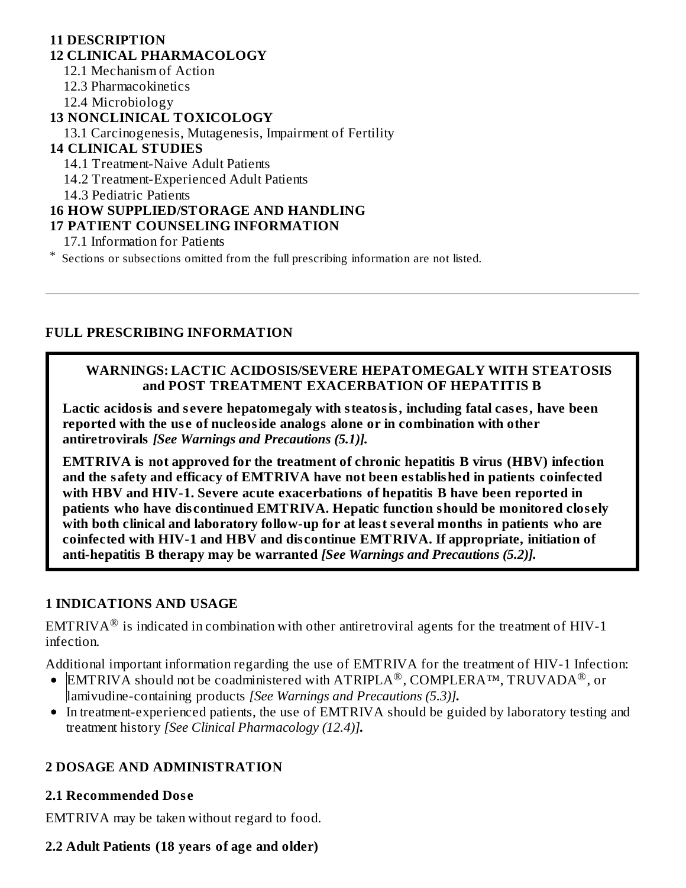**11 DESCRIPTION**

**12 CLINICAL PHARMACOLOGY**

12.1 Mechanism of Action

12.3 Pharmacokinetics

12.4 Microbiology

**13 NONCLINICAL TOXICOLOGY**

13.1 Carcinogenesis, Mutagenesis, Impairment of Fertility

**14 CLINICAL STUDIES**

14.1 Treatment-Naive Adult Patients

14.2 Treatment-Experienced Adult Patients

14.3 Pediatric Patients

**16 HOW SUPPLIED/STORAGE AND HANDLING**

**17 PATIENT COUNSELING INFORMATION**

17.1 Information for Patients

* Sections or subsections omitted from the full prescribing information are not listed.

---

## FULL PRESCRIBING INFORMATION

**WARNINGS: LACTIC ACIDOSIS/SEVERE HEPATOMEGALY WITH STEATOSIS and POST TREATMENT EXACERBATION OF HEPATITIS B**

**Lactic acidosis and severe hepatomegaly with steatosis, including fatal cases, have been reported with the use of nucleoside analogs alone or in combination with other antiretrovirals** ***[See Warnings and Precautions (5.1)].***

**EMTRIVA is not approved for the treatment of chronic hepatitis B virus (HBV) infection and the safety and efficacy of EMTRIVA have not been established in patients coinfected with HBV and HIV-1. Severe acute exacerbations of hepatitis B have been reported in patients who have discontinued EMTRIVA. Hepatic function should be monitored closely with both clinical and laboratory follow-up for at least several months in patients who are coinfected with HIV-1 and HBV and discontinue EMTRIVA. If appropriate, initiation of anti-hepatitis B therapy may be warranted** ***[See Warnings and Precautions (5.2)].***

## 1 INDICATIONS AND USAGE

EMTRIVA® is indicated in combination with other antiretroviral agents for the treatment of HIV-1 infection.

Additional important information regarding the use of EMTRIVA for the treatment of HIV-1 Infection:

- EMTRIVA should not be coadministered with ATRIPLA®, COMPLERA™, TRUVADA®, or lamivudine-containing products *[See Warnings and Precautions (5.3)]***.**
- In treatment-experienced patients, the use of EMTRIVA should be guided by laboratory testing and treatment history *[See Clinical Pharmacology (12.4)]***.**

## 2 DOSAGE AND ADMINISTRATION

### 2.1 Recommended Dose

EMTRIVA may be taken without regard to food.

### 2.2 Adult Patients (18 years of age and older)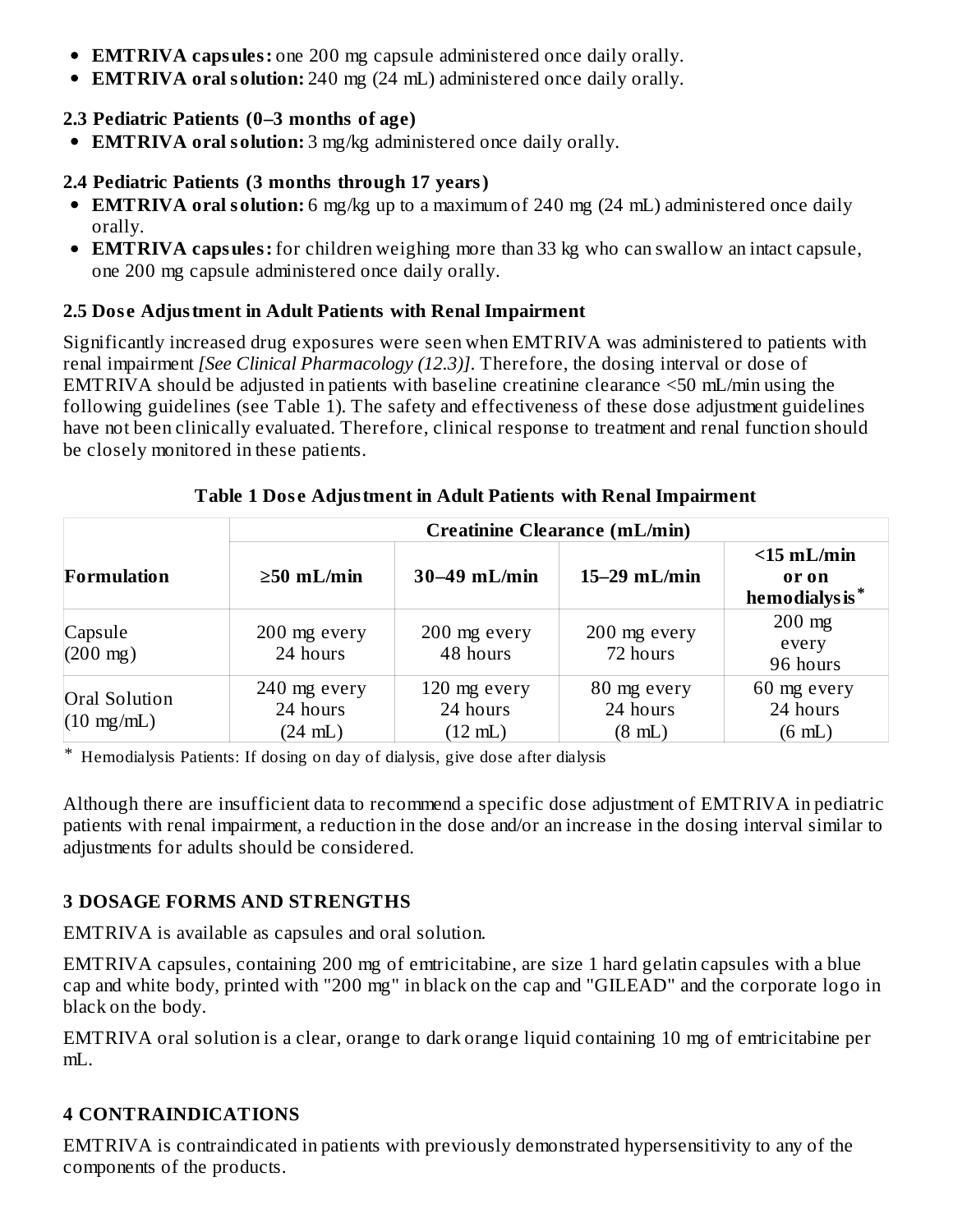- **EMTRIVA capsules:** one 200 mg capsule administered once daily orally.
- **EMTRIVA oral solution:** 240 mg (24 mL) administered once daily orally.

### 2.3 Pediatric Patients (0–3 months of age)

- **EMTRIVA oral solution:** 3 mg/kg administered once daily orally.

### 2.4 Pediatric Patients (3 months through 17 years)

- **EMTRIVA oral solution:** 6 mg/kg up to a maximum of 240 mg (24 mL) administered once daily orally.
- **EMTRIVA capsules:** for children weighing more than 33 kg who can swallow an intact capsule, one 200 mg capsule administered once daily orally.

### 2.5 Dose Adjustment in Adult Patients with Renal Impairment

Significantly increased drug exposures were seen when EMTRIVA was administered to patients with renal impairment *[See Clinical Pharmacology (12.3)]*. Therefore, the dosing interval or dose of EMTRIVA should be adjusted in patients with baseline creatinine clearance <50 mL/min using the following guidelines (see Table 1). The safety and effectiveness of these dose adjustment guidelines have not been clinically evaluated. Therefore, clinical response to treatment and renal function should be closely monitored in these patients.

**Table 1 Dose Adjustment in Adult Patients with Renal Impairment**

| | **Creatinine Clearance (mL/min)** | | | |
|---|---|---|---|---|
| **Formulation** | **≥50 mL/min** | **30–49 mL/min** | **15–29 mL/min** | **<15 mL/min or on hemodialysis*** |
| Capsule (200 mg) | 200 mg every 24 hours | 200 mg every 48 hours | 200 mg every 72 hours | 200 mg every 96 hours |
| Oral Solution (10 mg/mL) | 240 mg every 24 hours (24 mL) | 120 mg every 24 hours (12 mL) | 80 mg every 24 hours (8 mL) | 60 mg every 24 hours (6 mL) |

\* Hemodialysis Patients: If dosing on day of dialysis, give dose after dialysis

Although there are insufficient data to recommend a specific dose adjustment of EMTRIVA in pediatric patients with renal impairment, a reduction in the dose and/or an increase in the dosing interval similar to adjustments for adults should be considered.

## 3 DOSAGE FORMS AND STRENGTHS

EMTRIVA is available as capsules and oral solution.

EMTRIVA capsules, containing 200 mg of emtricitabine, are size 1 hard gelatin capsules with a blue cap and white body, printed with "200 mg" in black on the cap and "GILEAD" and the corporate logo in black on the body.

EMTRIVA oral solution is a clear, orange to dark orange liquid containing 10 mg of emtricitabine per mL.

## 4 CONTRAINDICATIONS

EMTRIVA is contraindicated in patients with previously demonstrated hypersensitivity to any of the components of the products.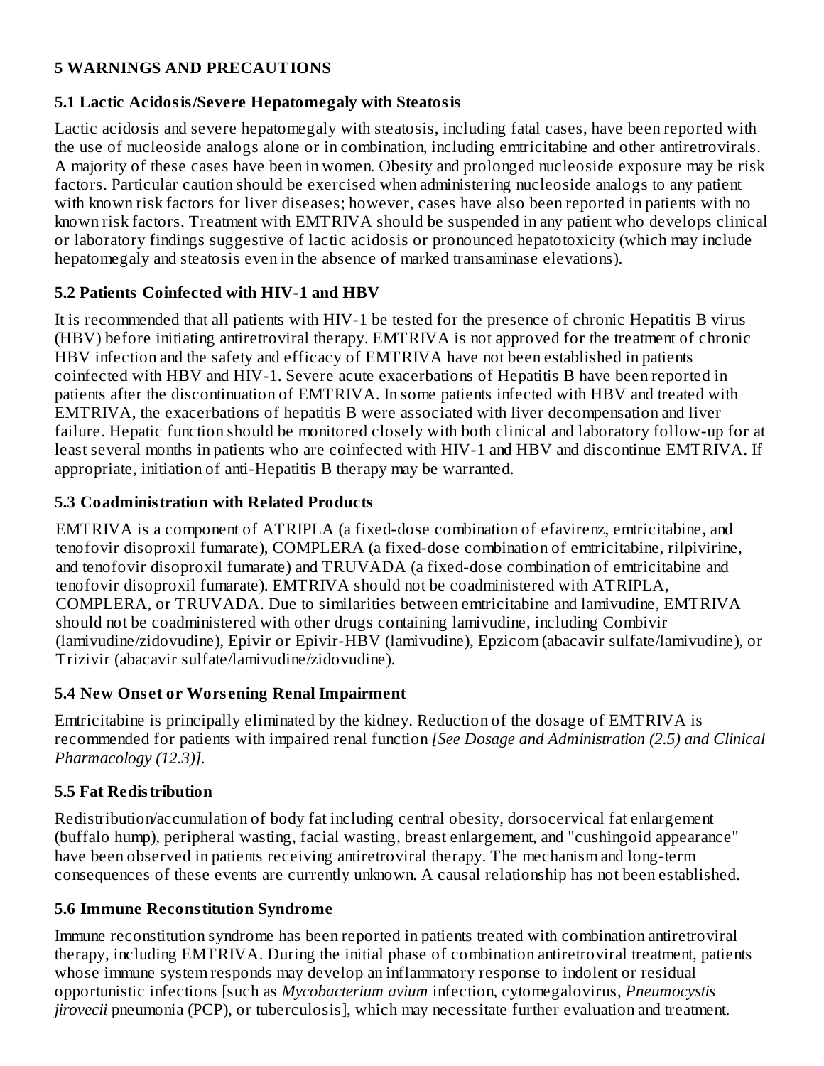## 5 WARNINGS AND PRECAUTIONS

### 5.1 Lactic Acidosis/Severe Hepatomegaly with Steatosis

Lactic acidosis and severe hepatomegaly with steatosis, including fatal cases, have been reported with the use of nucleoside analogs alone or in combination, including emtricitabine and other antiretrovirals. A majority of these cases have been in women. Obesity and prolonged nucleoside exposure may be risk factors. Particular caution should be exercised when administering nucleoside analogs to any patient with known risk factors for liver diseases; however, cases have also been reported in patients with no known risk factors. Treatment with EMTRIVA should be suspended in any patient who develops clinical or laboratory findings suggestive of lactic acidosis or pronounced hepatotoxicity (which may include hepatomegaly and steatosis even in the absence of marked transaminase elevations).

### 5.2 Patients Coinfected with HIV-1 and HBV

It is recommended that all patients with HIV-1 be tested for the presence of chronic Hepatitis B virus (HBV) before initiating antiretroviral therapy. EMTRIVA is not approved for the treatment of chronic HBV infection and the safety and efficacy of EMTRIVA have not been established in patients coinfected with HBV and HIV-1. Severe acute exacerbations of Hepatitis B have been reported in patients after the discontinuation of EMTRIVA. In some patients infected with HBV and treated with EMTRIVA, the exacerbations of hepatitis B were associated with liver decompensation and liver failure. Hepatic function should be monitored closely with both clinical and laboratory follow-up for at least several months in patients who are coinfected with HIV-1 and HBV and discontinue EMTRIVA. If appropriate, initiation of anti-Hepatitis B therapy may be warranted.

### 5.3 Coadministration with Related Products

EMTRIVA is a component of ATRIPLA (a fixed-dose combination of efavirenz, emtricitabine, and tenofovir disoproxil fumarate), COMPLERA (a fixed-dose combination of emtricitabine, rilpivirine, and tenofovir disoproxil fumarate) and TRUVADA (a fixed-dose combination of emtricitabine and tenofovir disoproxil fumarate). EMTRIVA should not be coadministered with ATRIPLA, COMPLERA, or TRUVADA. Due to similarities between emtricitabine and lamivudine, EMTRIVA should not be coadministered with other drugs containing lamivudine, including Combivir (lamivudine/zidovudine), Epivir or Epivir-HBV (lamivudine), Epzicom (abacavir sulfate/lamivudine), or Trizivir (abacavir sulfate/lamivudine/zidovudine).

### 5.4 New Onset or Worsening Renal Impairment

Emtricitabine is principally eliminated by the kidney. Reduction of the dosage of EMTRIVA is recommended for patients with impaired renal function *[See Dosage and Administration (2.5) and Clinical Pharmacology (12.3)].*

### 5.5 Fat Redistribution

Redistribution/accumulation of body fat including central obesity, dorsocervical fat enlargement (buffalo hump), peripheral wasting, facial wasting, breast enlargement, and "cushingoid appearance" have been observed in patients receiving antiretroviral therapy. The mechanism and long-term consequences of these events are currently unknown. A causal relationship has not been established.

### 5.6 Immune Reconstitution Syndrome

Immune reconstitution syndrome has been reported in patients treated with combination antiretroviral therapy, including EMTRIVA. During the initial phase of combination antiretroviral treatment, patients whose immune system responds may develop an inflammatory response to indolent or residual opportunistic infections [such as *Mycobacterium avium* infection, cytomegalovirus, *Pneumocystis jirovecii* pneumonia (PCP), or tuberculosis], which may necessitate further evaluation and treatment.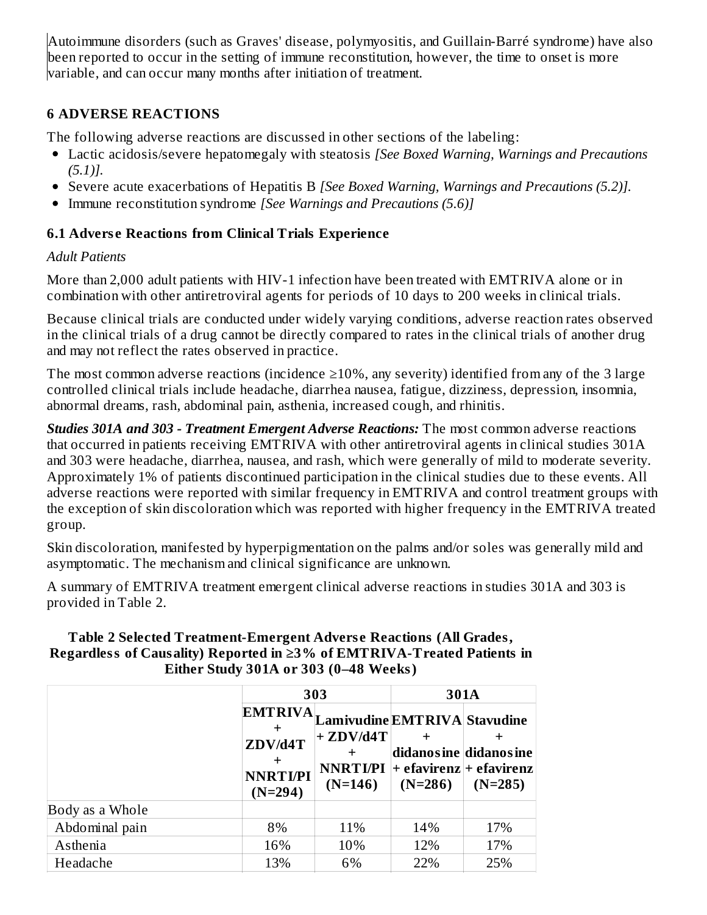Autoimmune disorders (such as Graves' disease, polymyositis, and Guillain-Barré syndrome) have also been reported to occur in the setting of immune reconstitution, however, the time to onset is more variable, and can occur many months after initiation of treatment.

## 6 ADVERSE REACTIONS

The following adverse reactions are discussed in other sections of the labeling:

- Lactic acidosis/severe hepatomegaly with steatosis *[See Boxed Warning, Warnings and Precautions (5.1)].*
- Severe acute exacerbations of Hepatitis B *[See Boxed Warning, Warnings and Precautions (5.2)].*
- Immune reconstitution syndrome *[See Warnings and Precautions (5.6)]*

### 6.1 Adverse Reactions from Clinical Trials Experience

*Adult Patients*

More than 2,000 adult patients with HIV-1 infection have been treated with EMTRIVA alone or in combination with other antiretroviral agents for periods of 10 days to 200 weeks in clinical trials.

Because clinical trials are conducted under widely varying conditions, adverse reaction rates observed in the clinical trials of a drug cannot be directly compared to rates in the clinical trials of another drug and may not reflect the rates observed in practice.

The most common adverse reactions (incidence ≥10%, any severity) identified from any of the 3 large controlled clinical trials include headache, diarrhea nausea, fatigue, dizziness, depression, insomnia, abnormal dreams, rash, abdominal pain, asthenia, increased cough, and rhinitis.

***Studies 301A and 303 - Treatment Emergent Adverse Reactions:*** The most common adverse reactions that occurred in patients receiving EMTRIVA with other antiretroviral agents in clinical studies 301A and 303 were headache, diarrhea, nausea, and rash, which were generally of mild to moderate severity. Approximately 1% of patients discontinued participation in the clinical studies due to these events. All adverse reactions were reported with similar frequency in EMTRIVA and control treatment groups with the exception of skin discoloration which was reported with higher frequency in the EMTRIVA treated group.

Skin discoloration, manifested by hyperpigmentation on the palms and/or soles was generally mild and asymptomatic. The mechanism and clinical significance are unknown.

A summary of EMTRIVA treatment emergent clinical adverse reactions in studies 301A and 303 is provided in Table 2.

**Table 2 Selected Treatment-Emergent Adverse Reactions (All Grades, Regardless of Causality) Reported in ≥3% of EMTRIVA-Treated Patients in Either Study 301A or 303 (0–48 Weeks)**

| | 303 | | 301A | |
|---|---|---|---|---|
| | **EMTRIVA + ZDV/d4T + NNRTI/PI (N=294)** | **Lamivudine + ZDV/d4T + NNRTI/PI (N=146)** | **EMTRIVA + didanosine + efavirenz (N=286)** | **Stavudine + didanosine + efavirenz (N=285)** |
| Body as a Whole | | | | |
| Abdominal pain | 8% | 11% | 14% | 17% |
| Asthenia | 16% | 10% | 12% | 17% |
| Headache | 13% | 6% | 22% | 25% |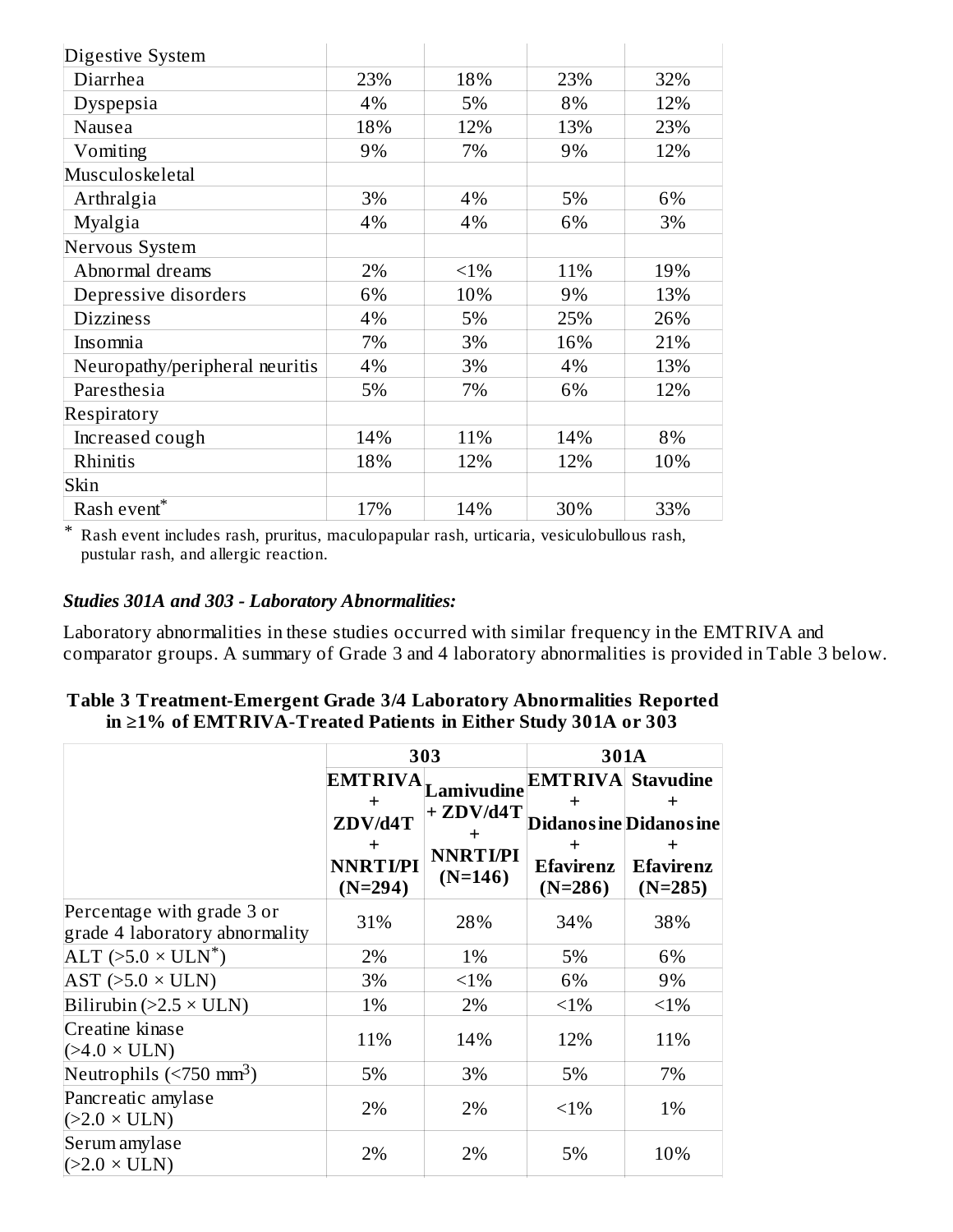| | | | | |
|---|---|---|---|---|
| Digestive System | | | | |
| Diarrhea | 23% | 18% | 23% | 32% |
| Dyspepsia | 4% | 5% | 8% | 12% |
| Nausea | 18% | 12% | 13% | 23% |
| Vomiting | 9% | 7% | 9% | 12% |
| Musculoskeletal | | | | |
| Arthralgia | 3% | 4% | 5% | 6% |
| Myalgia | 4% | 4% | 6% | 3% |
| Nervous System | | | | |
| Abnormal dreams | 2% | <1% | 11% | 19% |
| Depressive disorders | 6% | 10% | 9% | 13% |
| Dizziness | 4% | 5% | 25% | 26% |
| Insomnia | 7% | 3% | 16% | 21% |
| Neuropathy/peripheral neuritis | 4% | 3% | 4% | 13% |
| Paresthesia | 5% | 7% | 6% | 12% |
| Respiratory | | | | |
| Increased cough | 14% | 11% | 14% | 8% |
| Rhinitis | 18% | 12% | 12% | 10% |
| Skin | | | | |
| Rash event* | 17% | 14% | 30% | 33% |

\* Rash event includes rash, pruritus, maculopapular rash, urticaria, vesiculobullous rash, pustular rash, and allergic reaction.

***Studies 301A and 303 - Laboratory Abnormalities:***

Laboratory abnormalities in these studies occurred with similar frequency in the EMTRIVA and comparator groups. A summary of Grade 3 and 4 laboratory abnormalities is provided in Table 3 below.

**Table 3 Treatment-Emergent Grade 3/4 Laboratory Abnormalities Reported in ≥1% of EMTRIVA-Treated Patients in Either Study 301A or 303**

| | 303 | | 301A | |
|---|---|---|---|---|
| | **EMTRIVA + ZDV/d4T + NNRTI/PI (N=294)** | **Lamivudine + ZDV/d4T + NNRTI/PI (N=146)** | **EMTRIVA + Didanosine + Efavirenz (N=286)** | **Stavudine + Didanosine + Efavirenz (N=285)** |
| Percentage with grade 3 or grade 4 laboratory abnormality | 31% | 28% | 34% | 38% |
| ALT (>5.0 × ULN*) | 2% | 1% | 5% | 6% |
| AST (>5.0 × ULN) | 3% | <1% | 6% | 9% |
| Bilirubin (>2.5 × ULN) | 1% | 2% | <1% | <1% |
| Creatine kinase (>4.0 × ULN) | 11% | 14% | 12% | 11% |
| Neutrophils (<750 $mm^3$) | 5% | 3% | 5% | 7% |
| Pancreatic amylase (>2.0 × ULN) | 2% | 2% | <1% | 1% |
| Serum amylase (>2.0 × ULN) | 2% | 2% | 5% | 10% |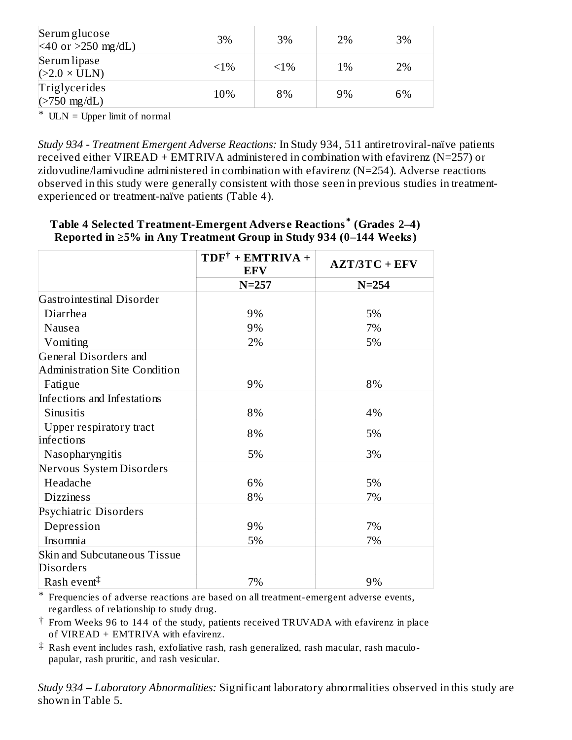| Serum glucose (<40 or >250 mg/dL) | 3% | 3% | 2% | 3% |
|---|---|---|---|---|
| Serum lipase (>2.0 × ULN) | <1% | <1% | 1% | 2% |
| Triglycerides (>750 mg/dL) | 10% | 8% | 9% | 6% |

* ULN = Upper limit of normal

*Study 934 - Treatment Emergent Adverse Reactions:* In Study 934, 511 antiretroviral-naïve patients received either VIREAD + EMTRIVA administered in combination with efavirenz (N=257) or zidovudine/lamivudine administered in combination with efavirenz (N=254). Adverse reactions observed in this study were generally consistent with those seen in previous studies in treatment-experienced or treatment-naïve patients (Table 4).

**Table 4 Selected Treatment-Emergent Adverse Reactions* (Grades 2–4) Reported in ≥5% in Any Treatment Group in Study 934 (0–144 Weeks)**

| | TDF† + EMTRIVA + EFV | AZT/3TC + EFV |
|---|---|---|
| | N=257 | N=254 |
| Gastrointestinal Disorder | | |
| Diarrhea | 9% | 5% |
| Nausea | 9% | 7% |
| Vomiting | 2% | 5% |
| General Disorders and Administration Site Condition | | |
| Fatigue | 9% | 8% |
| Infections and Infestations | | |
| Sinusitis | 8% | 4% |
| Upper respiratory tract infections | 8% | 5% |
| Nasopharyngitis | 5% | 3% |
| Nervous System Disorders | | |
| Headache | 6% | 5% |
| Dizziness | 8% | 7% |
| Psychiatric Disorders | | |
| Depression | 9% | 7% |
| Insomnia | 5% | 7% |
| Skin and Subcutaneous Tissue Disorders | | |
| Rash event‡ | 7% | 9% |

* Frequencies of adverse reactions are based on all treatment-emergent adverse events, regardless of relationship to study drug.

† From Weeks 96 to 144 of the study, patients received TRUVADA with efavirenz in place of VIREAD + EMTRIVA with efavirenz.

‡ Rash event includes rash, exfoliative rash, rash generalized, rash macular, rash maculo-papular, rash pruritic, and rash vesicular.

*Study 934 – Laboratory Abnormalities:* Significant laboratory abnormalities observed in this study are shown in Table 5.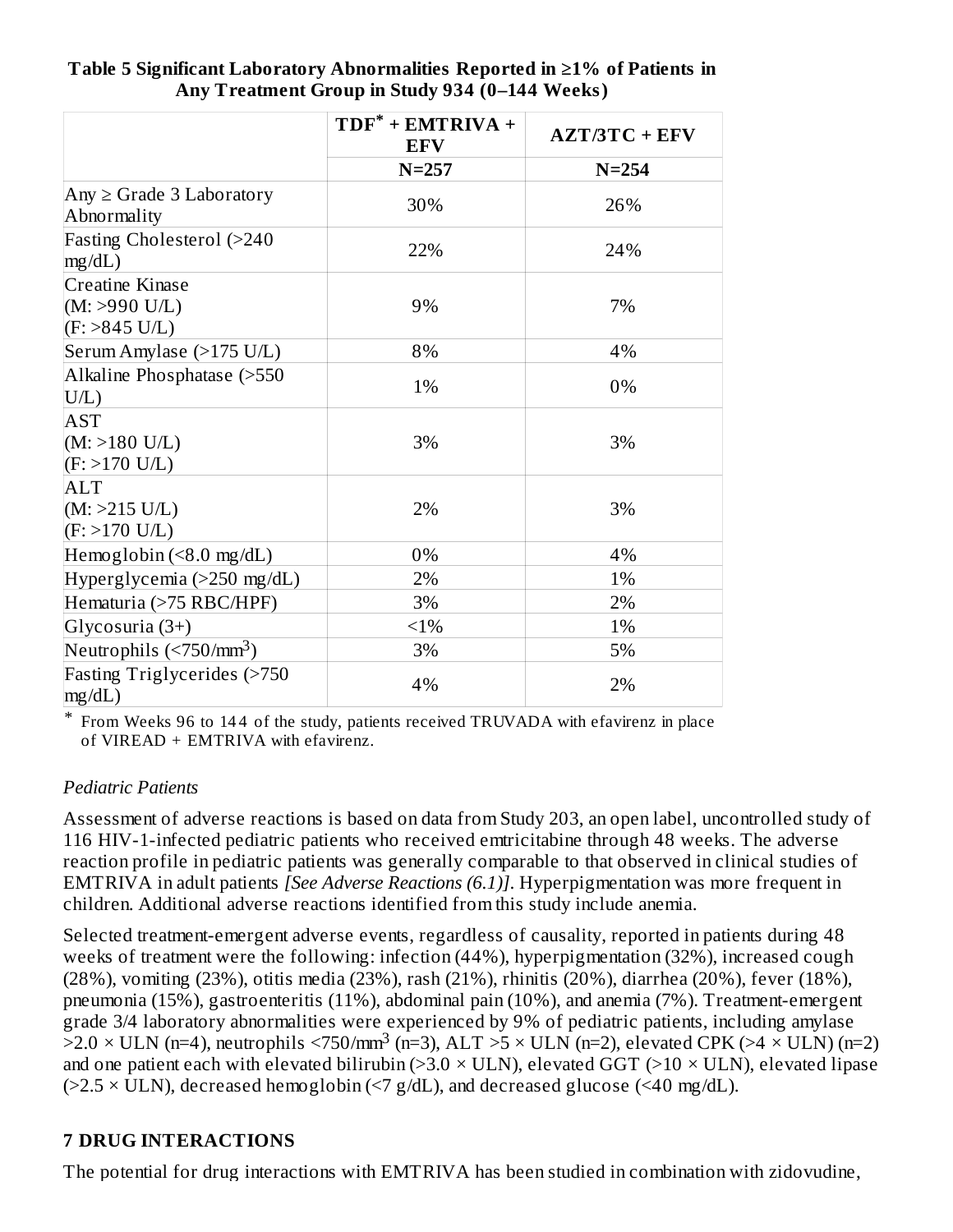**Table 5 Significant Laboratory Abnormalities Reported in ≥1% of Patients in Any Treatment Group in Study 934 (0–144 Weeks)**

| | TDF* + EMTRIVA + EFV | AZT/3TC + EFV |
|---|---|---|
| | N=257 | N=254 |
| Any ≥ Grade 3 Laboratory Abnormality | 30% | 26% |
| Fasting Cholesterol (>240 mg/dL) | 22% | 24% |
| Creatine Kinase (M: >990 U/L) (F: >845 U/L) | 9% | 7% |
| Serum Amylase (>175 U/L) | 8% | 4% |
| Alkaline Phosphatase (>550 U/L) | 1% | 0% |
| AST (M: >180 U/L) (F: >170 U/L) | 3% | 3% |
| ALT (M: >215 U/L) (F: >170 U/L) | 2% | 3% |
| Hemoglobin (<8.0 mg/dL) | 0% | 4% |
| Hyperglycemia (>250 mg/dL) | 2% | 1% |
| Hematuria (>75 RBC/HPF) | 3% | 2% |
| Glycosuria (3+) | <1% | 1% |
| Neutrophils (<750/mm$^3$) | 3% | 5% |
| Fasting Triglycerides (>750 mg/dL) | 4% | 2% |

\* From Weeks 96 to 144 of the study, patients received TRUVADA with efavirenz in place of VIREAD + EMTRIVA with efavirenz.

*Pediatric Patients*

Assessment of adverse reactions is based on data from Study 203, an open label, uncontrolled study of 116 HIV-1-infected pediatric patients who received emtricitabine through 48 weeks. The adverse reaction profile in pediatric patients was generally comparable to that observed in clinical studies of EMTRIVA in adult patients *[See Adverse Reactions (6.1)]*. Hyperpigmentation was more frequent in children. Additional adverse reactions identified from this study include anemia.

Selected treatment-emergent adverse events, regardless of causality, reported in patients during 48 weeks of treatment were the following: infection (44%), hyperpigmentation (32%), increased cough (28%), vomiting (23%), otitis media (23%), rash (21%), rhinitis (20%), diarrhea (20%), fever (18%), pneumonia (15%), gastroenteritis (11%), abdominal pain (10%), and anemia (7%). Treatment-emergent grade 3/4 laboratory abnormalities were experienced by 9% of pediatric patients, including amylase >2.0 × ULN (n=4), neutrophils <750/mm$^3$ (n=3), ALT >5 × ULN (n=2), elevated CPK (>4 × ULN) (n=2) and one patient each with elevated bilirubin (>3.0 × ULN), elevated GGT (>10 × ULN), elevated lipase (>2.5 × ULN), decreased hemoglobin (<7 g/dL), and decreased glucose (<40 mg/dL).

## 7 DRUG INTERACTIONS

The potential for drug interactions with EMTRIVA has been studied in combination with zidovudine,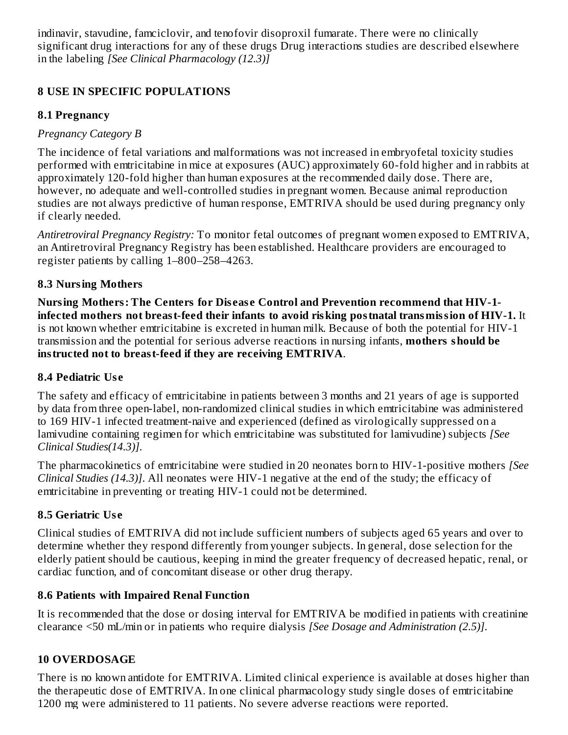indinavir, stavudine, famciclovir, and tenofovir disoproxil fumarate. There were no clinically significant drug interactions for any of these drugs Drug interactions studies are described elsewhere in the labeling *[See Clinical Pharmacology (12.3)]*

## 8 USE IN SPECIFIC POPULATIONS

### 8.1 Pregnancy

*Pregnancy Category B*

The incidence of fetal variations and malformations was not increased in embryofetal toxicity studies performed with emtricitabine in mice at exposures (AUC) approximately 60-fold higher and in rabbits at approximately 120-fold higher than human exposures at the recommended daily dose. There are, however, no adequate and well-controlled studies in pregnant women. Because animal reproduction studies are not always predictive of human response, EMTRIVA should be used during pregnancy only if clearly needed.

*Antiretroviral Pregnancy Registry:* To monitor fetal outcomes of pregnant women exposed to EMTRIVA, an Antiretroviral Pregnancy Registry has been established. Healthcare providers are encouraged to register patients by calling 1–800–258–4263.

### 8.3 Nursing Mothers

**Nursing Mothers: The Centers for Disease Control and Prevention recommend that HIV-1-infected mothers not breast-feed their infants to avoid risking postnatal transmission of HIV-1.** It is not known whether emtricitabine is excreted in human milk. Because of both the potential for HIV-1 transmission and the potential for serious adverse reactions in nursing infants, **mothers should be instructed not to breast-feed if they are receiving EMTRIVA**.

### 8.4 Pediatric Use

The safety and efficacy of emtricitabine in patients between 3 months and 21 years of age is supported by data from three open-label, non-randomized clinical studies in which emtricitabine was administered to 169 HIV-1 infected treatment-naive and experienced (defined as virologically suppressed on a lamivudine containing regimen for which emtricitabine was substituted for lamivudine) subjects *[See Clinical Studies(14.3)]*.

The pharmacokinetics of emtricitabine were studied in 20 neonates born to HIV-1-positive mothers *[See Clinical Studies (14.3)]*. All neonates were HIV-1 negative at the end of the study; the efficacy of emtricitabine in preventing or treating HIV-1 could not be determined.

### 8.5 Geriatric Use

Clinical studies of EMTRIVA did not include sufficient numbers of subjects aged 65 years and over to determine whether they respond differently from younger subjects. In general, dose selection for the elderly patient should be cautious, keeping in mind the greater frequency of decreased hepatic, renal, or cardiac function, and of concomitant disease or other drug therapy.

### 8.6 Patients with Impaired Renal Function

It is recommended that the dose or dosing interval for EMTRIVA be modified in patients with creatinine clearance <50 mL/min or in patients who require dialysis *[See Dosage and Administration (2.5)]*.

## 10 OVERDOSAGE

There is no known antidote for EMTRIVA. Limited clinical experience is available at doses higher than the therapeutic dose of EMTRIVA. In one clinical pharmacology study single doses of emtricitabine 1200 mg were administered to 11 patients. No severe adverse reactions were reported.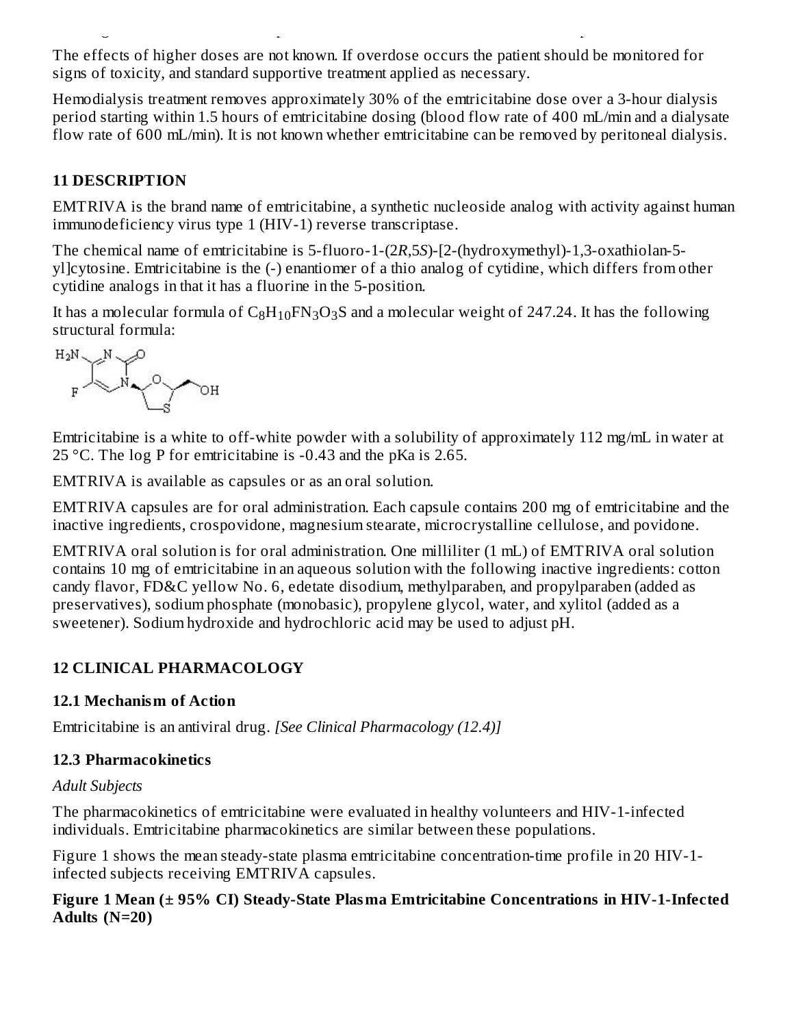The effects of higher doses are not known. If overdose occurs the patient should be monitored for signs of toxicity, and standard supportive treatment applied as necessary.

Hemodialysis treatment removes approximately 30% of the emtricitabine dose over a 3-hour dialysis period starting within 1.5 hours of emtricitabine dosing (blood flow rate of 400 mL/min and a dialysate flow rate of 600 mL/min). It is not known whether emtricitabine can be removed by peritoneal dialysis.

## 11 DESCRIPTION

EMTRIVA is the brand name of emtricitabine, a synthetic nucleoside analog with activity against human immunodeficiency virus type 1 (HIV-1) reverse transcriptase.

The chemical name of emtricitabine is 5-fluoro-1-(2*R*,5*S*)-[2-(hydroxymethyl)-1,3-oxathiolan-5-yl]cytosine. Emtricitabine is the (-) enantiomer of a thio analog of cytidine, which differs from other cytidine analogs in that it has a fluorine in the 5-position.

It has a molecular formula of $C_8H_{10}FN_3O_3S$ and a molecular weight of 247.24. It has the following structural formula:

Emtricitabine is a white to off-white powder with a solubility of approximately 112 mg/mL in water at 25 °C. The log P for emtricitabine is -0.43 and the pKa is 2.65.

EMTRIVA is available as capsules or as an oral solution.

EMTRIVA capsules are for oral administration. Each capsule contains 200 mg of emtricitabine and the inactive ingredients, crospovidone, magnesium stearate, microcrystalline cellulose, and povidone.

EMTRIVA oral solution is for oral administration. One milliliter (1 mL) of EMTRIVA oral solution contains 10 mg of emtricitabine in an aqueous solution with the following inactive ingredients: cotton candy flavor, FD&C yellow No. 6, edetate disodium, methylparaben, and propylparaben (added as preservatives), sodium phosphate (monobasic), propylene glycol, water, and xylitol (added as a sweetener). Sodium hydroxide and hydrochloric acid may be used to adjust pH.

## 12 CLINICAL PHARMACOLOGY

### 12.1 Mechanism of Action

Emtricitabine is an antiviral drug. *[See Clinical Pharmacology (12.4)]*

### 12.3 Pharmacokinetics

*Adult Subjects*

The pharmacokinetics of emtricitabine were evaluated in healthy volunteers and HIV-1-infected individuals. Emtricitabine pharmacokinetics are similar between these populations.

Figure 1 shows the mean steady-state plasma emtricitabine concentration-time profile in 20 HIV-1-infected subjects receiving EMTRIVA capsules.

**Figure 1 Mean (± 95% CI) Steady-State Plasma Emtricitabine Concentrations in HIV-1-Infected Adults (N=20)**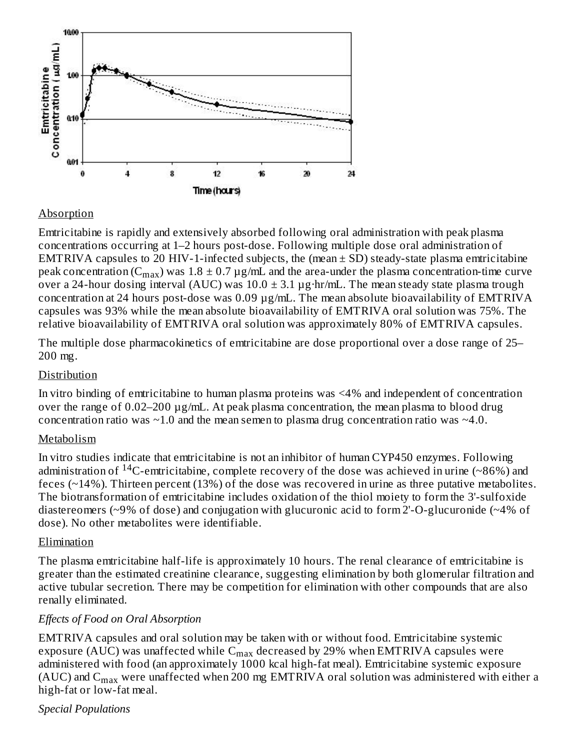Absorption

Emtricitabine is rapidly and extensively absorbed following oral administration with peak plasma concentrations occurring at 1–2 hours post-dose. Following multiple dose oral administration of EMTRIVA capsules to 20 HIV-1-infected subjects, the (mean ± SD) steady-state plasma emtricitabine peak concentration ($C_{max}$) was 1.8 ± 0.7 µg/mL and the area-under the plasma concentration-time curve over a 24-hour dosing interval (AUC) was 10.0 ± 3.1 µg·hr/mL. The mean steady state plasma trough concentration at 24 hours post-dose was 0.09 µg/mL. The mean absolute bioavailability of EMTRIVA capsules was 93% while the mean absolute bioavailability of EMTRIVA oral solution was 75%. The relative bioavailability of EMTRIVA oral solution was approximately 80% of EMTRIVA capsules.

The multiple dose pharmacokinetics of emtricitabine are dose proportional over a dose range of 25–200 mg.

Distribution

In vitro binding of emtricitabine to human plasma proteins was <4% and independent of concentration over the range of 0.02–200 µg/mL. At peak plasma concentration, the mean plasma to blood drug concentration ratio was ~1.0 and the mean semen to plasma drug concentration ratio was ~4.0.

Metabolism

In vitro studies indicate that emtricitabine is not an inhibitor of human CYP450 enzymes. Following administration of $^{14}$C-emtricitabine, complete recovery of the dose was achieved in urine (~86%) and feces (~14%). Thirteen percent (13%) of the dose was recovered in urine as three putative metabolites. The biotransformation of emtricitabine includes oxidation of the thiol moiety to form the 3'-sulfoxide diastereomers (~9% of dose) and conjugation with glucuronic acid to form 2'-O-glucuronide (~4% of dose). No other metabolites were identifiable.

Elimination

The plasma emtricitabine half-life is approximately 10 hours. The renal clearance of emtricitabine is greater than the estimated creatinine clearance, suggesting elimination by both glomerular filtration and active tubular secretion. There may be competition for elimination with other compounds that are also renally eliminated.

*Effects of Food on Oral Absorption*

EMTRIVA capsules and oral solution may be taken with or without food. Emtricitabine systemic exposure (AUC) was unaffected while $C_{max}$ decreased by 29% when EMTRIVA capsules were administered with food (an approximately 1000 kcal high-fat meal). Emtricitabine systemic exposure (AUC) and $C_{max}$ were unaffected when 200 mg EMTRIVA oral solution was administered with either a high-fat or low-fat meal.

*Special Populations*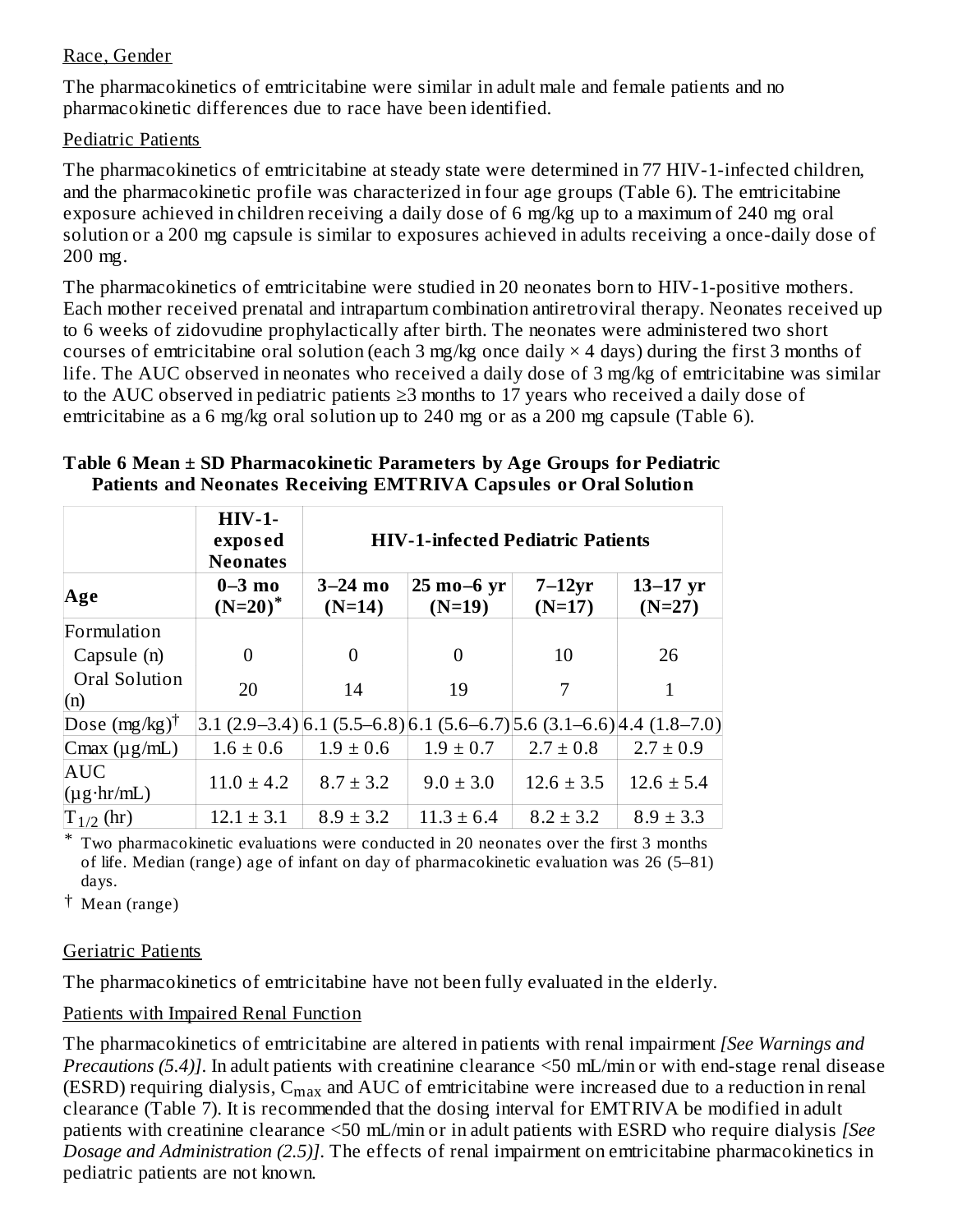Race, Gender

The pharmacokinetics of emtricitabine were similar in adult male and female patients and no pharmacokinetic differences due to race have been identified.

Pediatric Patients

The pharmacokinetics of emtricitabine at steady state were determined in 77 HIV-1-infected children, and the pharmacokinetic profile was characterized in four age groups (Table 6). The emtricitabine exposure achieved in children receiving a daily dose of 6 mg/kg up to a maximum of 240 mg oral solution or a 200 mg capsule is similar to exposures achieved in adults receiving a once-daily dose of 200 mg.

The pharmacokinetics of emtricitabine were studied in 20 neonates born to HIV-1-positive mothers. Each mother received prenatal and intrapartum combination antiretroviral therapy. Neonates received up to 6 weeks of zidovudine prophylactically after birth. The neonates were administered two short courses of emtricitabine oral solution (each 3 mg/kg once daily × 4 days) during the first 3 months of life. The AUC observed in neonates who received a daily dose of 3 mg/kg of emtricitabine was similar to the AUC observed in pediatric patients ≥3 months to 17 years who received a daily dose of emtricitabine as a 6 mg/kg oral solution up to 240 mg or as a 200 mg capsule (Table 6).

**Table 6 Mean ± SD Pharmacokinetic Parameters by Age Groups for Pediatric Patients and Neonates Receiving EMTRIVA Capsules or Oral Solution**

| | **HIV-1-exposed Neonates** | **HIV-1-infected Pediatric Patients** | | | |
|---|---|---|---|---|---|
| **Age** | **0–3 mo (N=20)*** | **3–24 mo (N=14)** | **25 mo–6 yr (N=19)** | **7–12yr (N=17)** | **13–17 yr (N=27)** |
| Formulation | | | | | |
| Capsule (n) | 0 | 0 | 0 | 10 | 26 |
| Oral Solution (n) | 20 | 14 | 19 | 7 | 1 |
| Dose (mg/kg)† | 3.1 (2.9–3.4) | 6.1 (5.5–6.8) | 6.1 (5.6–6.7) | 5.6 (3.1–6.6) | 4.4 (1.8–7.0) |
| Cmax (μg/mL) | 1.6 ± 0.6 | 1.9 ± 0.6 | 1.9 ± 0.7 | 2.7 ± 0.8 | 2.7 ± 0.9 |
| AUC (μg·hr/mL) | 11.0 ± 4.2 | 8.7 ± 3.2 | 9.0 ± 3.0 | 12.6 ± 3.5 | 12.6 ± 5.4 |
| $T_{1/2}$ (hr) | 12.1 ± 3.1 | 8.9 ± 3.2 | 11.3 ± 6.4 | 8.2 ± 3.2 | 8.9 ± 3.3 |

\* Two pharmacokinetic evaluations were conducted in 20 neonates over the first 3 months of life. Median (range) age of infant on day of pharmacokinetic evaluation was 26 (5–81) days.

† Mean (range)

Geriatric Patients

The pharmacokinetics of emtricitabine have not been fully evaluated in the elderly.

Patients with Impaired Renal Function

The pharmacokinetics of emtricitabine are altered in patients with renal impairment *[See Warnings and Precautions (5.4)]*. In adult patients with creatinine clearance <50 mL/min or with end-stage renal disease (ESRD) requiring dialysis, $C_{max}$ and AUC of emtricitabine were increased due to a reduction in renal clearance (Table 7). It is recommended that the dosing interval for EMTRIVA be modified in adult patients with creatinine clearance <50 mL/min or in adult patients with ESRD who require dialysis *[See Dosage and Administration (2.5)]*. The effects of renal impairment on emtricitabine pharmacokinetics in pediatric patients are not known.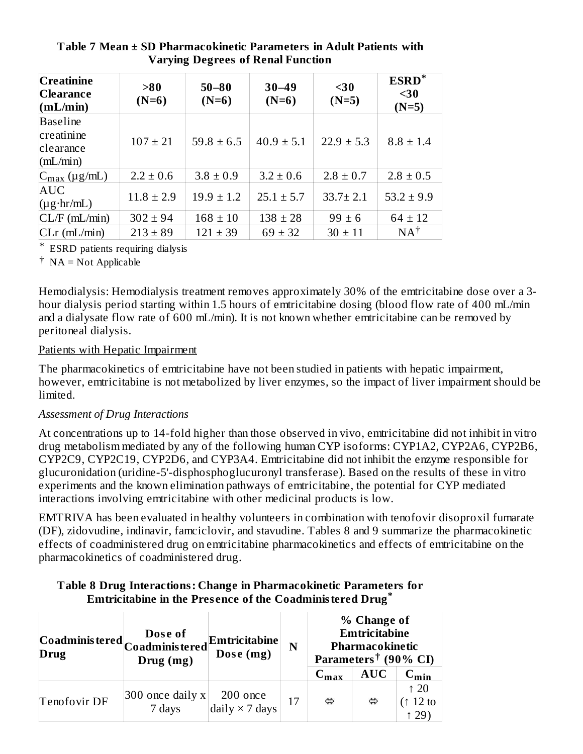**Table 7 Mean ± SD Pharmacokinetic Parameters in Adult Patients with Varying Degrees of Renal Function**

| Creatinine Clearance (mL/min) | >80 (N=6) | 50–80 (N=6) | 30–49 (N=6) | <30 (N=5) | ESRD* <30 (N=5) |
|---|---|---|---|---|---|
| Baseline creatinine clearance (mL/min) | 107 ± 21 | 59.8 ± 6.5 | 40.9 ± 5.1 | 22.9 ± 5.3 | 8.8 ± 1.4 |
| $C_{max}$ (µg/mL) | 2.2 ± 0.6 | 3.8 ± 0.9 | 3.2 ± 0.6 | 2.8 ± 0.7 | 2.8 ± 0.5 |
| AUC (µg·hr/mL) | 11.8 ± 2.9 | 19.9 ± 1.2 | 25.1 ± 5.7 | 33.7± 2.1 | 53.2 ± 9.9 |
| CL/F (mL/min) | 302 ± 94 | 168 ± 10 | 138 ± 28 | 99 ± 6 | 64 ± 12 |
| CLr (mL/min) | 213 ± 89 | 121 ± 39 | 69 ± 32 | 30 ± 11 | NA† |

\* ESRD patients requiring dialysis

† NA = Not Applicable

Hemodialysis: Hemodialysis treatment removes approximately 30% of the emtricitabine dose over a 3-hour dialysis period starting within 1.5 hours of emtricitabine dosing (blood flow rate of 400 mL/min and a dialysate flow rate of 600 mL/min). It is not known whether emtricitabine can be removed by peritoneal dialysis.

Patients with Hepatic Impairment

The pharmacokinetics of emtricitabine have not been studied in patients with hepatic impairment, however, emtricitabine is not metabolized by liver enzymes, so the impact of liver impairment should be limited.

*Assessment of Drug Interactions*

At concentrations up to 14-fold higher than those observed in vivo, emtricitabine did not inhibit in vitro drug metabolism mediated by any of the following human CYP isoforms: CYP1A2, CYP2A6, CYP2B6, CYP2C9, CYP2C19, CYP2D6, and CYP3A4. Emtricitabine did not inhibit the enzyme responsible for glucuronidation (uridine-5'-disphosphoglucuronyl transferase). Based on the results of these in vitro experiments and the known elimination pathways of emtricitabine, the potential for CYP mediated interactions involving emtricitabine with other medicinal products is low.

EMTRIVA has been evaluated in healthy volunteers in combination with tenofovir disoproxil fumarate (DF), zidovudine, indinavir, famciclovir, and stavudine. Tables 8 and 9 summarize the pharmacokinetic effects of coadministered drug on emtricitabine pharmacokinetics and effects of emtricitabine on the pharmacokinetics of coadministered drug.

**Table 8 Drug Interactions: Change in Pharmacokinetic Parameters for Emtricitabine in the Presence of the Coadministered Drug***

| Coadministered Drug | Dose of Coadministered Drug (mg) | Emtricitabine Dose (mg) | N | % Change of Emtricitabine Pharmacokinetic Parameters† (90% CI) | | |
|---|---|---|---|---|---|---|
| | | | | $C_{max}$ | AUC | $C_{min}$ |
| Tenofovir DF | 300 once daily x 7 days | 200 once daily × 7 days | 17 | ⇔ | ⇔ | ↑ 20 (↑ 12 to ↑ 29) |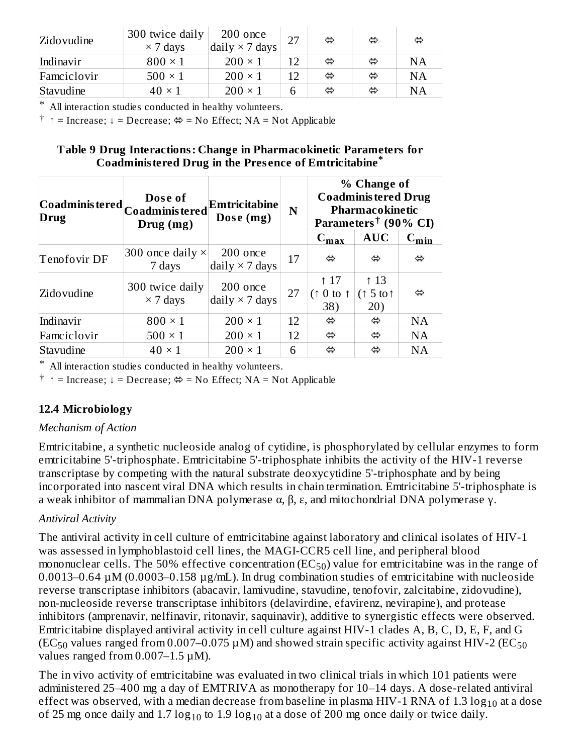| Zidovudine | 300 twice daily × 7 days | 200 once daily × 7 days | 27 | ⇔ | ⇔ | ⇔ |
|---|---|---|---|---|---|---|
| Indinavir | 800 × 1 | 200 × 1 | 12 | ⇔ | ⇔ | NA |
| Famciclovir | 500 × 1 | 200 × 1 | 12 | ⇔ | ⇔ | NA |
| Stavudine | 40 × 1 | 200 × 1 | 6 | ⇔ | ⇔ | NA |

\* All interaction studies conducted in healthy volunteers.

† ↑ = Increase; ↓ = Decrease; ⇔ = No Effect; NA = Not Applicable

**Table 9 Drug Interactions: Change in Pharmacokinetic Parameters for Coadministered Drug in the Presence of Emtricitabine***

| Coadministered Drug | Dose of Coadministered Drug (mg) | Emtricitabine Dose (mg) | N | % Change of Coadministered Drug Pharmacokinetic Parameters† (90% CI) | | |
|---|---|---|---|---|---|---|
| | | | | $C_{max}$ | AUC | $C_{min}$ |
| Tenofovir DF | 300 once daily × 7 days | 200 once daily × 7 days | 17 | ⇔ | ⇔ | ⇔ |
| Zidovudine | 300 twice daily × 7 days | 200 once daily × 7 days | 27 | ↑ 17 (↑ 0 to ↑ 38) | ↑ 13 (↑ 5 to↑ 20) | ⇔ |
| Indinavir | 800 × 1 | 200 × 1 | 12 | ⇔ | ⇔ | NA |
| Famciclovir | 500 × 1 | 200 × 1 | 12 | ⇔ | ⇔ | NA |
| Stavudine | 40 × 1 | 200 × 1 | 6 | ⇔ | ⇔ | NA |

\* All interaction studies conducted in healthy volunteers.

† ↑ = Increase; ↓ = Decrease; ⇔ = No Effect; NA = Not Applicable

### 12.4 Microbiology

*Mechanism of Action*

Emtricitabine, a synthetic nucleoside analog of cytidine, is phosphorylated by cellular enzymes to form emtricitabine 5'-triphosphate. Emtricitabine 5'-triphosphate inhibits the activity of the HIV-1 reverse transcriptase by competing with the natural substrate deoxycytidine 5'-triphosphate and by being incorporated into nascent viral DNA which results in chain termination. Emtricitabine 5'-triphosphate is a weak inhibitor of mammalian DNA polymerase α, β, ε, and mitochondrial DNA polymerase γ.

*Antiviral Activity*

The antiviral activity in cell culture of emtricitabine against laboratory and clinical isolates of HIV-1 was assessed in lymphoblastoid cell lines, the MAGI-CCR5 cell line, and peripheral blood mononuclear cells. The 50% effective concentration ($EC_{50}$) value for emtricitabine was in the range of 0.0013–0.64 µM (0.0003–0.158 µg/mL). In drug combination studies of emtricitabine with nucleoside reverse transcriptase inhibitors (abacavir, lamivudine, stavudine, tenofovir, zalcitabine, zidovudine), non-nucleoside reverse transcriptase inhibitors (delavirdine, efavirenz, nevirapine), and protease inhibitors (amprenavir, nelfinavir, ritonavir, saquinavir), additive to synergistic effects were observed. Emtricitabine displayed antiviral activity in cell culture against HIV-1 clades A, B, C, D, E, F, and G ($EC_{50}$ values ranged from 0.007–0.075 µM) and showed strain specific activity against HIV-2 ($EC_{50}$ values ranged from 0.007–1.5 µM).

The in vivo activity of emtricitabine was evaluated in two clinical trials in which 101 patients were administered 25–400 mg a day of EMTRIVA as monotherapy for 10–14 days. A dose-related antiviral effect was observed, with a median decrease from baseline in plasma HIV-1 RNA of 1.3 $\log_{10}$ at a dose of 25 mg once daily and 1.7 $\log_{10}$ to 1.9 $\log_{10}$ at a dose of 200 mg once daily or twice daily.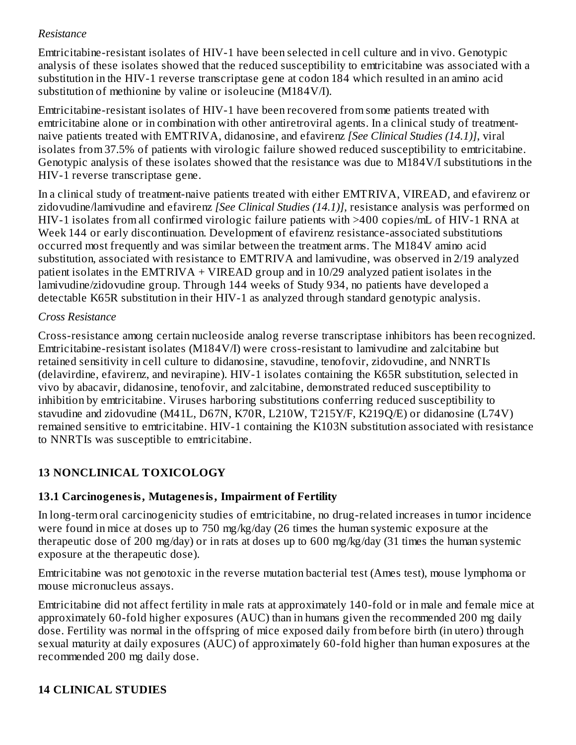*Resistance*

Emtricitabine-resistant isolates of HIV-1 have been selected in cell culture and in vivo. Genotypic analysis of these isolates showed that the reduced susceptibility to emtricitabine was associated with a substitution in the HIV-1 reverse transcriptase gene at codon 184 which resulted in an amino acid substitution of methionine by valine or isoleucine (M184V/I).

Emtricitabine-resistant isolates of HIV-1 have been recovered from some patients treated with emtricitabine alone or in combination with other antiretroviral agents. In a clinical study of treatment-naive patients treated with EMTRIVA, didanosine, and efavirenz *[See Clinical Studies (14.1)]*, viral isolates from 37.5% of patients with virologic failure showed reduced susceptibility to emtricitabine. Genotypic analysis of these isolates showed that the resistance was due to M184V/I substitutions in the HIV-1 reverse transcriptase gene.

In a clinical study of treatment-naive patients treated with either EMTRIVA, VIREAD, and efavirenz or zidovudine/lamivudine and efavirenz *[See Clinical Studies (14.1)],* resistance analysis was performed on HIV-1 isolates from all confirmed virologic failure patients with >400 copies/mL of HIV-1 RNA at Week 144 or early discontinuation. Development of efavirenz resistance-associated substitutions occurred most frequently and was similar between the treatment arms. The M184V amino acid substitution, associated with resistance to EMTRIVA and lamivudine, was observed in 2/19 analyzed patient isolates in the EMTRIVA + VIREAD group and in 10/29 analyzed patient isolates in the lamivudine/zidovudine group. Through 144 weeks of Study 934, no patients have developed a detectable K65R substitution in their HIV-1 as analyzed through standard genotypic analysis.

*Cross Resistance*

Cross-resistance among certain nucleoside analog reverse transcriptase inhibitors has been recognized. Emtricitabine-resistant isolates (M184V/I) were cross-resistant to lamivudine and zalcitabine but retained sensitivity in cell culture to didanosine, stavudine, tenofovir, zidovudine, and NNRTIs (delavirdine, efavirenz, and nevirapine). HIV-1 isolates containing the K65R substitution, selected in vivo by abacavir, didanosine, tenofovir, and zalcitabine, demonstrated reduced susceptibility to inhibition by emtricitabine. Viruses harboring substitutions conferring reduced susceptibility to stavudine and zidovudine (M41L, D67N, K70R, L210W, T215Y/F, K219Q/E) or didanosine (L74V) remained sensitive to emtricitabine. HIV-1 containing the K103N substitution associated with resistance to NNRTIs was susceptible to emtricitabine.

## 13 NONCLINICAL TOXICOLOGY

### 13.1 Carcinogenesis, Mutagenesis, Impairment of Fertility

In long-term oral carcinogenicity studies of emtricitabine, no drug-related increases in tumor incidence were found in mice at doses up to 750 mg/kg/day (26 times the human systemic exposure at the therapeutic dose of 200 mg/day) or in rats at doses up to 600 mg/kg/day (31 times the human systemic exposure at the therapeutic dose).

Emtricitabine was not genotoxic in the reverse mutation bacterial test (Ames test), mouse lymphoma or mouse micronucleus assays.

Emtricitabine did not affect fertility in male rats at approximately 140-fold or in male and female mice at approximately 60-fold higher exposures (AUC) than in humans given the recommended 200 mg daily dose. Fertility was normal in the offspring of mice exposed daily from before birth (in utero) through sexual maturity at daily exposures (AUC) of approximately 60-fold higher than human exposures at the recommended 200 mg daily dose.

## 14 CLINICAL STUDIES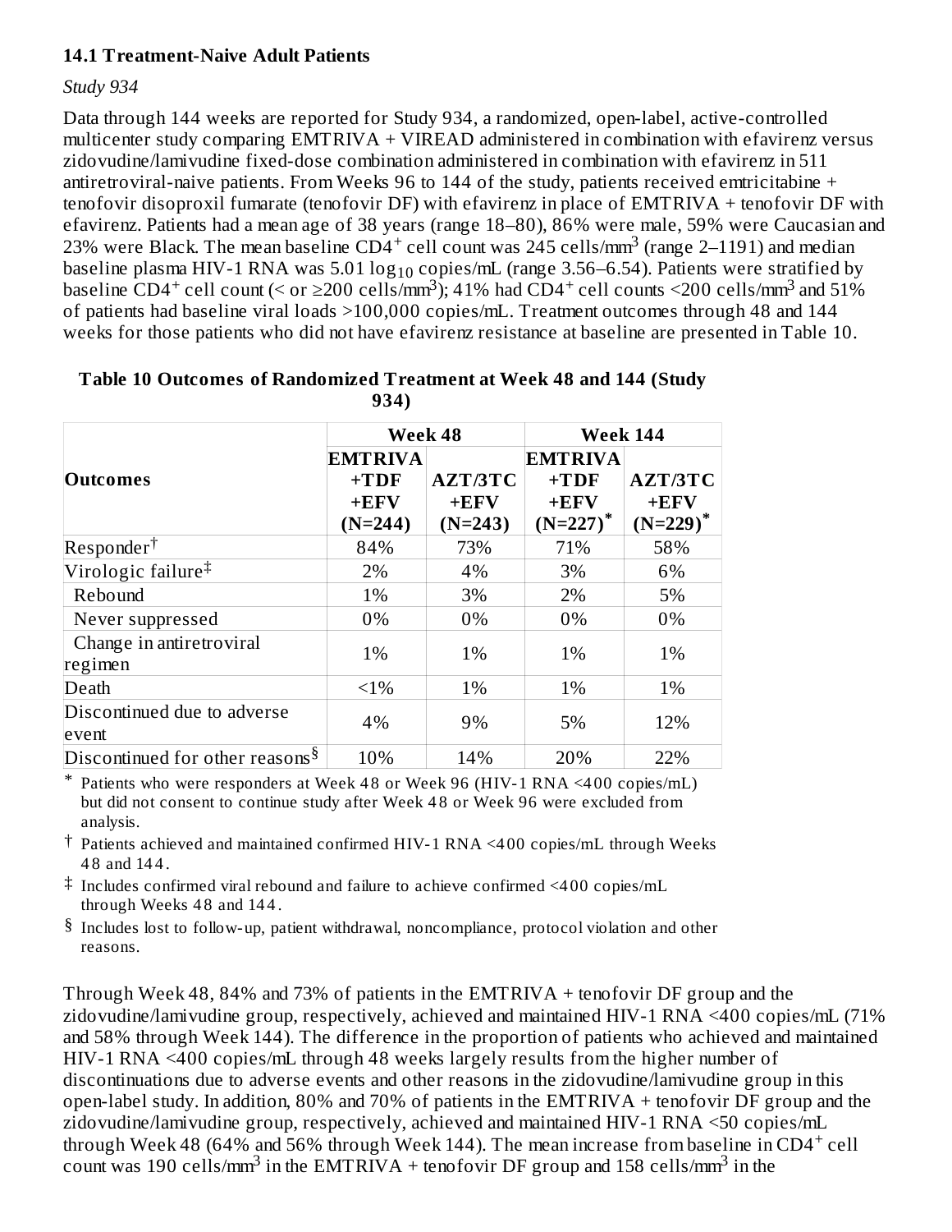### 14.1 Treatment-Naive Adult Patients

*Study 934*

Data through 144 weeks are reported for Study 934, a randomized, open-label, active-controlled multicenter study comparing EMTRIVA + VIREAD administered in combination with efavirenz versus zidovudine/lamivudine fixed-dose combination administered in combination with efavirenz in 511 antiretroviral-naive patients. From Weeks 96 to 144 of the study, patients received emtricitabine + tenofovir disoproxil fumarate (tenofovir DF) with efavirenz in place of EMTRIVA + tenofovir DF with efavirenz. Patients had a mean age of 38 years (range 18–80), 86% were male, 59% were Caucasian and 23% were Black. The mean baseline $CD4^+$ cell count was 245 cells/$mm^3$ (range 2–1191) and median baseline plasma HIV-1 RNA was 5.01 $log_{10}$ copies/mL (range 3.56–6.54). Patients were stratified by baseline $CD4^+$ cell count (< or ≥200 cells/$mm^3$); 41% had $CD4^+$ cell counts <200 cells/$mm^3$ and 51% of patients had baseline viral loads >100,000 copies/mL. Treatment outcomes through 48 and 144 weeks for those patients who did not have efavirenz resistance at baseline are presented in Table 10.

**Table 10 Outcomes of Randomized Treatment at Week 48 and 144 (Study 934)**

| Outcomes | Week 48 | | Week 144 | |
|---|---|---|---|---|
| | EMTRIVA +TDF +EFV (N=244) | AZT/3TC +EFV (N=243) | EMTRIVA +TDF +EFV (N=227)* | AZT/3TC +EFV (N=229)* |
| Responder† | 84% | 73% | 71% | 58% |
| Virologic failure‡ | 2% | 4% | 3% | 6% |
| Rebound | 1% | 3% | 2% | 5% |
| Never suppressed | 0% | 0% | 0% | 0% |
| Change in antiretroviral regimen | 1% | 1% | 1% | 1% |
| Death | <1% | 1% | 1% | 1% |
| Discontinued due to adverse event | 4% | 9% | 5% | 12% |
| Discontinued for other reasons§ | 10% | 14% | 20% | 22% |

\* Patients who were responders at Week 48 or Week 96 (HIV-1 RNA <400 copies/mL) but did not consent to continue study after Week 48 or Week 96 were excluded from analysis.

† Patients achieved and maintained confirmed HIV-1 RNA <400 copies/mL through Weeks 48 and 144.

‡ Includes confirmed viral rebound and failure to achieve confirmed <400 copies/mL through Weeks 48 and 144.

§ Includes lost to follow-up, patient withdrawal, noncompliance, protocol violation and other reasons.

Through Week 48, 84% and 73% of patients in the EMTRIVA + tenofovir DF group and the zidovudine/lamivudine group, respectively, achieved and maintained HIV-1 RNA <400 copies/mL (71% and 58% through Week 144). The difference in the proportion of patients who achieved and maintained HIV-1 RNA <400 copies/mL through 48 weeks largely results from the higher number of discontinuations due to adverse events and other reasons in the zidovudine/lamivudine group in this open-label study. In addition, 80% and 70% of patients in the EMTRIVA + tenofovir DF group and the zidovudine/lamivudine group, respectively, achieved and maintained HIV-1 RNA <50 copies/mL through Week 48 (64% and 56% through Week 144). The mean increase from baseline in $CD4^+$ cell count was 190 cells/$mm^3$ in the EMTRIVA + tenofovir DF group and 158 cells/$mm^3$ in the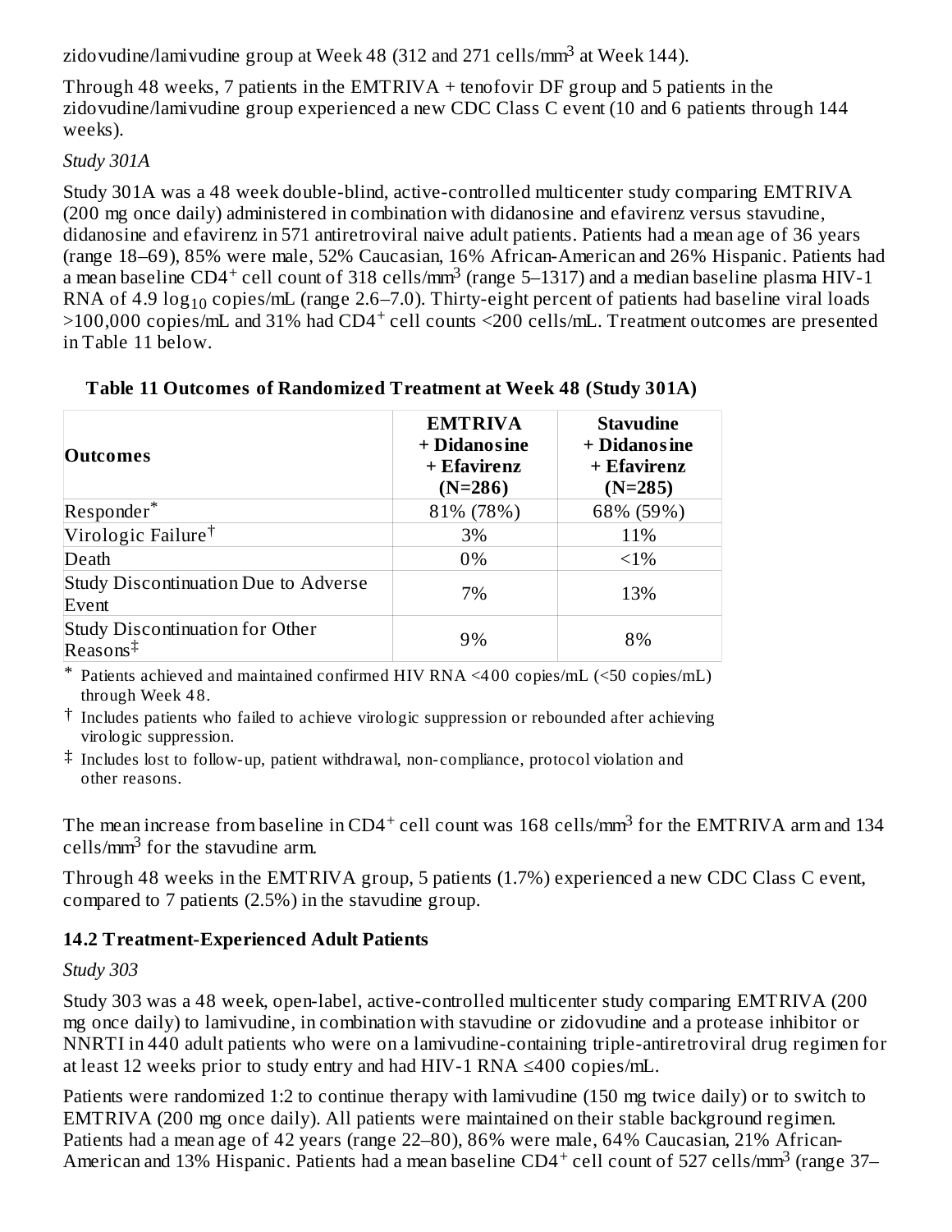zidovudine/lamivudine group at Week 48 (312 and 271 cells/mm$^3$ at Week 144).

Through 48 weeks, 7 patients in the EMTRIVA + tenofovir DF group and 5 patients in the zidovudine/lamivudine group experienced a new CDC Class C event (10 and 6 patients through 144 weeks).

*Study 301A*

Study 301A was a 48 week double-blind, active-controlled multicenter study comparing EMTRIVA (200 mg once daily) administered in combination with didanosine and efavirenz versus stavudine, didanosine and efavirenz in 571 antiretroviral naive adult patients. Patients had a mean age of 36 years (range 18–69), 85% were male, 52% Caucasian, 16% African-American and 26% Hispanic. Patients had a mean baseline CD4$^+$ cell count of 318 cells/mm$^3$ (range 5–1317) and a median baseline plasma HIV-1 RNA of 4.9 $\log_{10}$ copies/mL (range 2.6–7.0). Thirty-eight percent of patients had baseline viral loads >100,000 copies/mL and 31% had CD4$^+$ cell counts <200 cells/mL. Treatment outcomes are presented in Table 11 below.

**Table 11 Outcomes of Randomized Treatment at Week 48 (Study 301A)**

| Outcomes | EMTRIVA + Didanosine + Efavirenz (N=286) | Stavudine + Didanosine + Efavirenz (N=285) |
|---|---|---|
| Responder* | 81% (78%) | 68% (59%) |
| Virologic Failure† | 3% | 11% |
| Death | 0% | <1% |
| Study Discontinuation Due to Adverse Event | 7% | 13% |
| Study Discontinuation for Other Reasons‡ | 9% | 8% |

\* Patients achieved and maintained confirmed HIV RNA <400 copies/mL (<50 copies/mL) through Week 48.

† Includes patients who failed to achieve virologic suppression or rebounded after achieving virologic suppression.

‡ Includes lost to follow-up, patient withdrawal, non-compliance, protocol violation and other reasons.

The mean increase from baseline in CD4$^+$ cell count was 168 cells/mm$^3$ for the EMTRIVA arm and 134 cells/mm$^3$ for the stavudine arm.

Through 48 weeks in the EMTRIVA group, 5 patients (1.7%) experienced a new CDC Class C event, compared to 7 patients (2.5%) in the stavudine group.

### 14.2 Treatment-Experienced Adult Patients

*Study 303*

Study 303 was a 48 week, open-label, active-controlled multicenter study comparing EMTRIVA (200 mg once daily) to lamivudine, in combination with stavudine or zidovudine and a protease inhibitor or NNRTI in 440 adult patients who were on a lamivudine-containing triple-antiretroviral drug regimen for at least 12 weeks prior to study entry and had HIV-1 RNA ≤400 copies/mL.

Patients were randomized 1:2 to continue therapy with lamivudine (150 mg twice daily) or to switch to EMTRIVA (200 mg once daily). All patients were maintained on their stable background regimen. Patients had a mean age of 42 years (range 22–80), 86% were male, 64% Caucasian, 21% African-American and 13% Hispanic. Patients had a mean baseline CD4$^+$ cell count of 527 cells/mm$^3$ (range 37–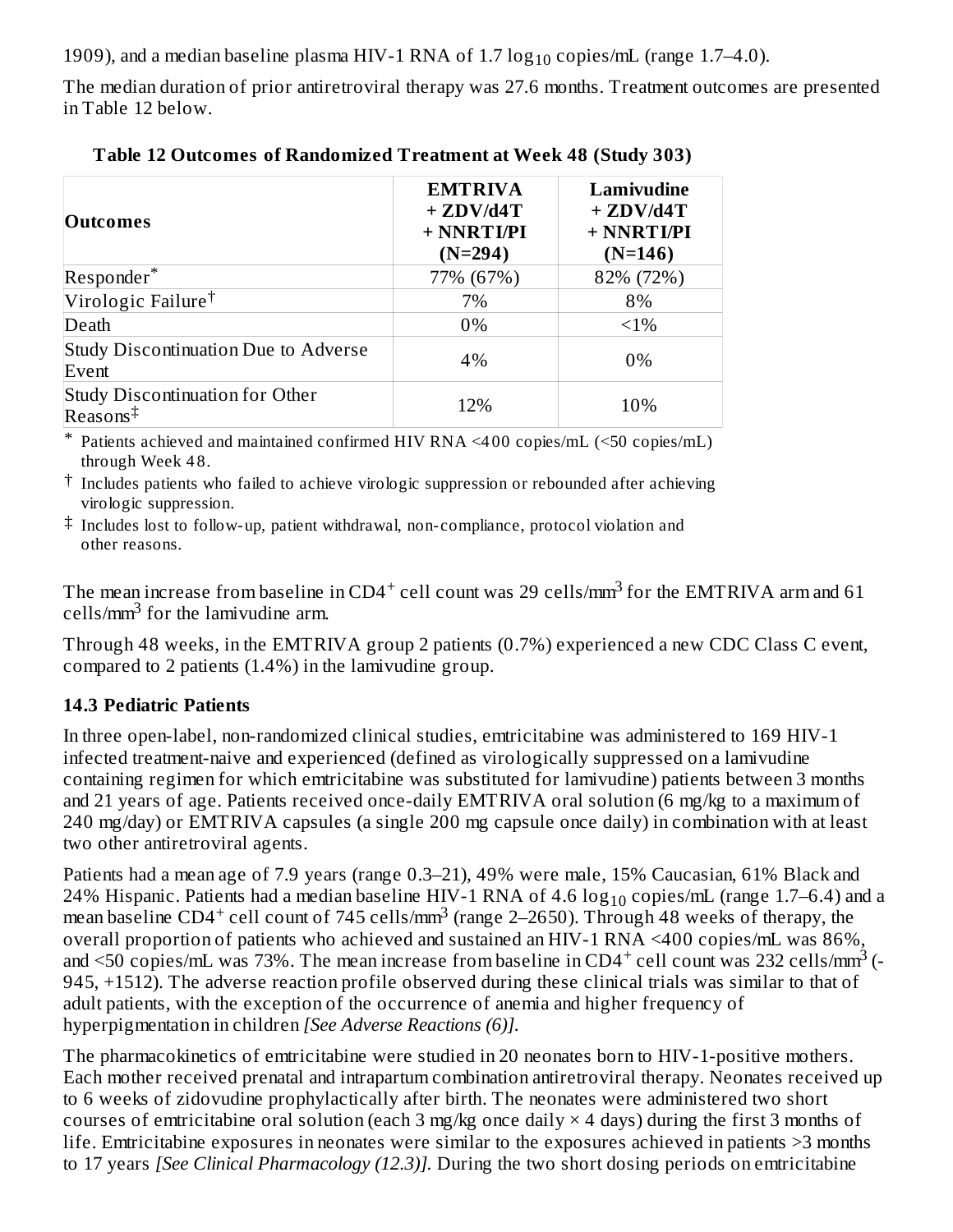1909), and a median baseline plasma HIV-1 RNA of 1.7 $\log_{10}$ copies/mL (range 1.7–4.0).

The median duration of prior antiretroviral therapy was 27.6 months. Treatment outcomes are presented in Table 12 below.

**Table 12 Outcomes of Randomized Treatment at Week 48 (Study 303)**

| Outcomes | EMTRIVA + ZDV/d4T + NNRTI/PI (N=294) | Lamivudine + ZDV/d4T + NNRTI/PI (N=146) |
|---|---|---|
| Responder* | 77% (67%) | 82% (72%) |
| Virologic Failure† | 7% | 8% |
| Death | 0% | <1% |
| Study Discontinuation Due to Adverse Event | 4% | 0% |
| Study Discontinuation for Other Reasons‡ | 12% | 10% |

\* Patients achieved and maintained confirmed HIV RNA <400 copies/mL (<50 copies/mL) through Week 48.

† Includes patients who failed to achieve virologic suppression or rebounded after achieving virologic suppression.

‡ Includes lost to follow-up, patient withdrawal, non-compliance, protocol violation and other reasons.

The mean increase from baseline in $CD4^+$ cell count was 29 cells/$mm^3$ for the EMTRIVA arm and 61 cells/$mm^3$ for the lamivudine arm.

Through 48 weeks, in the EMTRIVA group 2 patients (0.7%) experienced a new CDC Class C event, compared to 2 patients (1.4%) in the lamivudine group.

### 14.3 Pediatric Patients

In three open-label, non-randomized clinical studies, emtricitabine was administered to 169 HIV-1 infected treatment-naive and experienced (defined as virologically suppressed on a lamivudine containing regimen for which emtricitabine was substituted for lamivudine) patients between 3 months and 21 years of age. Patients received once-daily EMTRIVA oral solution (6 mg/kg to a maximum of 240 mg/day) or EMTRIVA capsules (a single 200 mg capsule once daily) in combination with at least two other antiretroviral agents.

Patients had a mean age of 7.9 years (range 0.3–21), 49% were male, 15% Caucasian, 61% Black and 24% Hispanic. Patients had a median baseline HIV-1 RNA of 4.6 $\log_{10}$ copies/mL (range 1.7–6.4) and a mean baseline $CD4^+$ cell count of 745 cells/$mm^3$ (range 2–2650). Through 48 weeks of therapy, the overall proportion of patients who achieved and sustained an HIV-1 RNA <400 copies/mL was 86%, and <50 copies/mL was 73%. The mean increase from baseline in $CD4^+$ cell count was 232 cells/$mm^3$ (-945, +1512). The adverse reaction profile observed during these clinical trials was similar to that of adult patients, with the exception of the occurrence of anemia and higher frequency of hyperpigmentation in children *[See Adverse Reactions (6)]*.

The pharmacokinetics of emtricitabine were studied in 20 neonates born to HIV-1-positive mothers. Each mother received prenatal and intrapartum combination antiretroviral therapy. Neonates received up to 6 weeks of zidovudine prophylactically after birth. The neonates were administered two short courses of emtricitabine oral solution (each 3 mg/kg once daily × 4 days) during the first 3 months of life. Emtricitabine exposures in neonates were similar to the exposures achieved in patients >3 months to 17 years *[See Clinical Pharmacology (12.3)]*. During the two short dosing periods on emtricitabine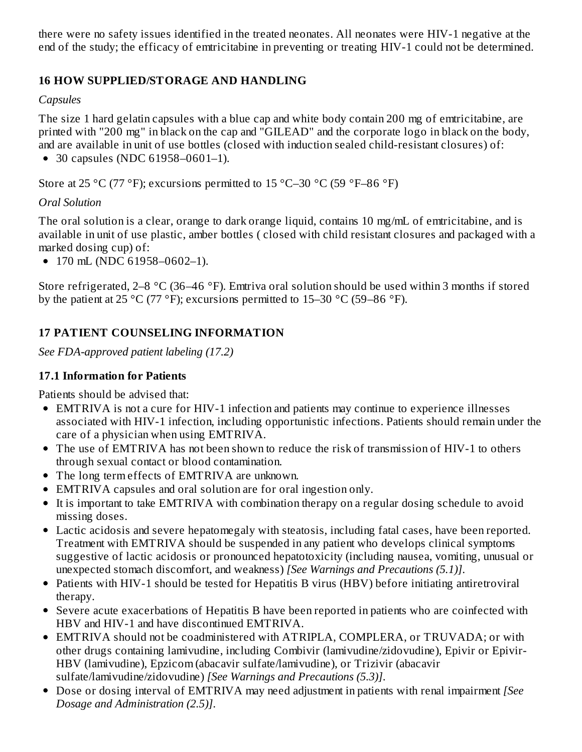there were no safety issues identified in the treated neonates. All neonates were HIV-1 negative at the end of the study; the efficacy of emtricitabine in preventing or treating HIV-1 could not be determined.

## 16 HOW SUPPLIED/STORAGE AND HANDLING

*Capsules*

The size 1 hard gelatin capsules with a blue cap and white body contain 200 mg of emtricitabine, are printed with "200 mg" in black on the cap and "GILEAD" and the corporate logo in black on the body, and are available in unit of use bottles (closed with induction sealed child-resistant closures) of:

- 30 capsules (NDC 61958–0601–1).

Store at 25 °C (77 °F); excursions permitted to 15 °C–30 °C (59 °F–86 °F)

*Oral Solution*

The oral solution is a clear, orange to dark orange liquid, contains 10 mg/mL of emtricitabine, and is available in unit of use plastic, amber bottles ( closed with child resistant closures and packaged with a marked dosing cup) of:

- 170 mL (NDC 61958–0602–1).

Store refrigerated, 2–8 °C (36–46 °F). Emtriva oral solution should be used within 3 months if stored by the patient at 25 °C (77 °F); excursions permitted to 15–30 °C (59–86 °F).

## 17 PATIENT COUNSELING INFORMATION

*See FDA-approved patient labeling (17.2)*

### 17.1 Information for Patients

Patients should be advised that:

- EMTRIVA is not a cure for HIV-1 infection and patients may continue to experience illnesses associated with HIV-1 infection, including opportunistic infections. Patients should remain under the care of a physician when using EMTRIVA.
- The use of EMTRIVA has not been shown to reduce the risk of transmission of HIV-1 to others through sexual contact or blood contamination.
- The long term effects of EMTRIVA are unknown.
- EMTRIVA capsules and oral solution are for oral ingestion only.
- It is important to take EMTRIVA with combination therapy on a regular dosing schedule to avoid missing doses.
- Lactic acidosis and severe hepatomegaly with steatosis, including fatal cases, have been reported. Treatment with EMTRIVA should be suspended in any patient who develops clinical symptoms suggestive of lactic acidosis or pronounced hepatotoxicity (including nausea, vomiting, unusual or unexpected stomach discomfort, and weakness) *[See Warnings and Precautions (5.1)]*.
- Patients with HIV-1 should be tested for Hepatitis B virus (HBV) before initiating antiretroviral therapy.
- Severe acute exacerbations of Hepatitis B have been reported in patients who are coinfected with HBV and HIV-1 and have discontinued EMTRIVA.
- EMTRIVA should not be coadministered with ATRIPLA, COMPLERA, or TRUVADA; or with other drugs containing lamivudine, including Combivir (lamivudine/zidovudine), Epivir or Epivir-HBV (lamivudine), Epzicom (abacavir sulfate/lamivudine), or Trizivir (abacavir sulfate/lamivudine/zidovudine) *[See Warnings and Precautions (5.3)]*.
- Dose or dosing interval of EMTRIVA may need adjustment in patients with renal impairment *[See Dosage and Administration (2.5)]*.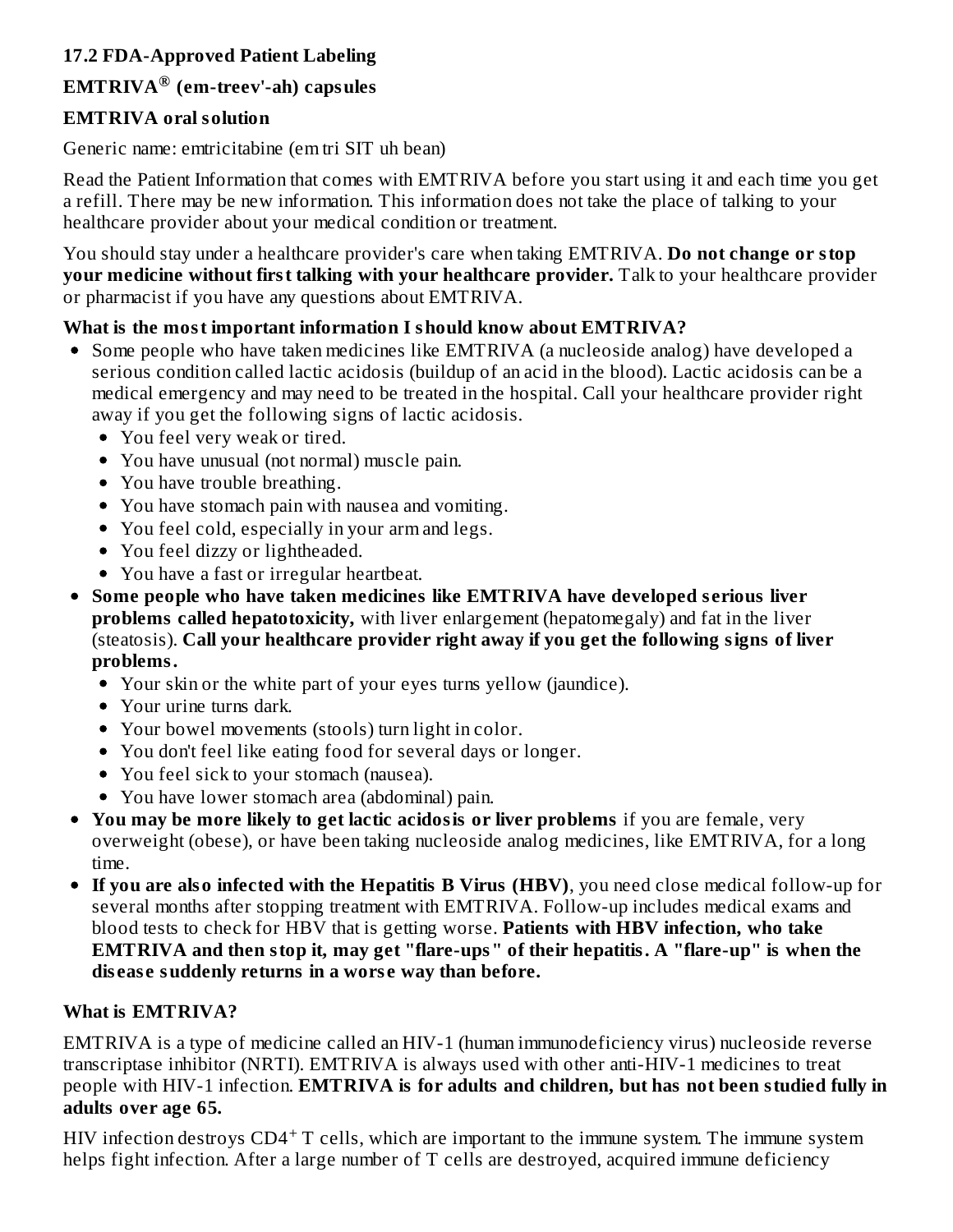### 17.2 FDA-Approved Patient Labeling

**EMTRIVA® (em-treev'-ah) capsules**

**EMTRIVA oral solution**

Generic name: emtricitabine (em tri SIT uh bean)

Read the Patient Information that comes with EMTRIVA before you start using it and each time you get a refill. There may be new information. This information does not take the place of talking to your healthcare provider about your medical condition or treatment.

You should stay under a healthcare provider's care when taking EMTRIVA. **Do not change or stop your medicine without first talking with your healthcare provider.** Talk to your healthcare provider or pharmacist if you have any questions about EMTRIVA.

**What is the most important information I should know about EMTRIVA?**

- Some people who have taken medicines like EMTRIVA (a nucleoside analog) have developed a serious condition called lactic acidosis (buildup of an acid in the blood). Lactic acidosis can be a medical emergency and may need to be treated in the hospital. Call your healthcare provider right away if you get the following signs of lactic acidosis.
  - You feel very weak or tired.
  - You have unusual (not normal) muscle pain.
  - You have trouble breathing.
  - You have stomach pain with nausea and vomiting.
  - You feel cold, especially in your arm and legs.
  - You feel dizzy or lightheaded.
  - You have a fast or irregular heartbeat.
- **Some people who have taken medicines like EMTRIVA have developed serious liver problems called hepatotoxicity,** with liver enlargement (hepatomegaly) and fat in the liver (steatosis). **Call your healthcare provider right away if you get the following signs of liver problems.**
  - Your skin or the white part of your eyes turns yellow (jaundice).
  - Your urine turns dark.
  - Your bowel movements (stools) turn light in color.
  - You don't feel like eating food for several days or longer.
  - You feel sick to your stomach (nausea).
  - You have lower stomach area (abdominal) pain.
- **You may be more likely to get lactic acidosis or liver problems** if you are female, very overweight (obese), or have been taking nucleoside analog medicines, like EMTRIVA, for a long time.
- **If you are also infected with the Hepatitis B Virus (HBV)**, you need close medical follow-up for several months after stopping treatment with EMTRIVA. Follow-up includes medical exams and blood tests to check for HBV that is getting worse. **Patients with HBV infection, who take EMTRIVA and then stop it, may get "flare-ups" of their hepatitis. A "flare-up" is when the disease suddenly returns in a worse way than before.**

**What is EMTRIVA?**

EMTRIVA is a type of medicine called an HIV-1 (human immunodeficiency virus) nucleoside reverse transcriptase inhibitor (NRTI). EMTRIVA is always used with other anti-HIV-1 medicines to treat people with HIV-1 infection. **EMTRIVA is for adults and children, but has not been studied fully in adults over age 65.**

HIV infection destroys $CD4^+$ T cells, which are important to the immune system. The immune system helps fight infection. After a large number of T cells are destroyed, acquired immune deficiency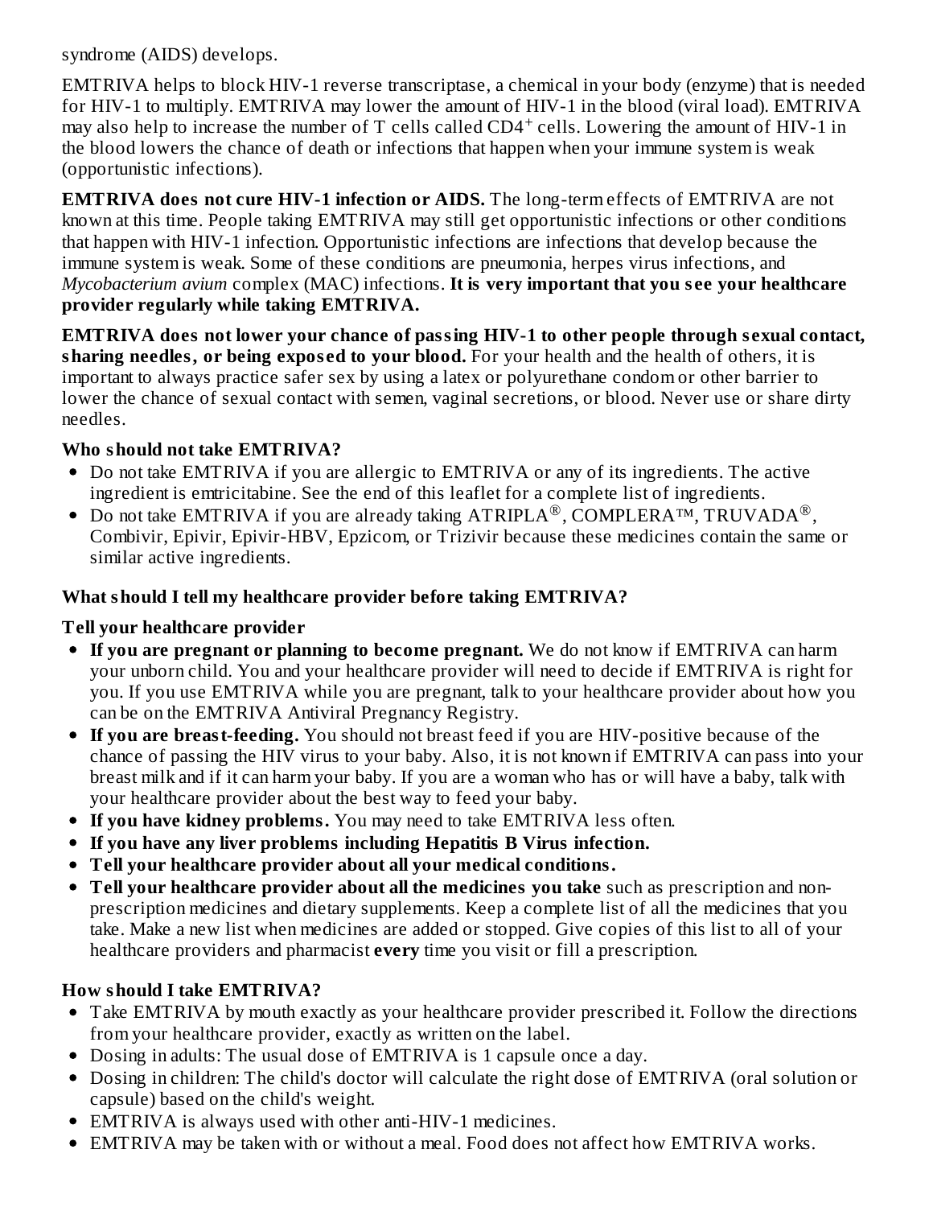syndrome (AIDS) develops.

EMTRIVA helps to block HIV-1 reverse transcriptase, a chemical in your body (enzyme) that is needed for HIV-1 to multiply. EMTRIVA may lower the amount of HIV-1 in the blood (viral load). EMTRIVA may also help to increase the number of T cells called $CD4^+$ cells. Lowering the amount of HIV-1 in the blood lowers the chance of death or infections that happen when your immune system is weak (opportunistic infections).

**EMTRIVA does not cure HIV-1 infection or AIDS.** The long-term effects of EMTRIVA are not known at this time. People taking EMTRIVA may still get opportunistic infections or other conditions that happen with HIV-1 infection. Opportunistic infections are infections that develop because the immune system is weak. Some of these conditions are pneumonia, herpes virus infections, and *Mycobacterium avium* complex (MAC) infections. **It is very important that you see your healthcare provider regularly while taking EMTRIVA.**

**EMTRIVA does not lower your chance of passing HIV-1 to other people through sexual contact, sharing needles, or being exposed to your blood.** For your health and the health of others, it is important to always practice safer sex by using a latex or polyurethane condom or other barrier to lower the chance of sexual contact with semen, vaginal secretions, or blood. Never use or share dirty needles.

**Who should not take EMTRIVA?**

- Do not take EMTRIVA if you are allergic to EMTRIVA or any of its ingredients. The active ingredient is emtricitabine. See the end of this leaflet for a complete list of ingredients.
- Do not take EMTRIVA if you are already taking ATRIPLA®, COMPLERA™, TRUVADA®, Combivir, Epivir, Epivir-HBV, Epzicom, or Trizivir because these medicines contain the same or similar active ingredients.

**What should I tell my healthcare provider before taking EMTRIVA?**

**Tell your healthcare provider**

- **If you are pregnant or planning to become pregnant.** We do not know if EMTRIVA can harm your unborn child. You and your healthcare provider will need to decide if EMTRIVA is right for you. If you use EMTRIVA while you are pregnant, talk to your healthcare provider about how you can be on the EMTRIVA Antiviral Pregnancy Registry.
- **If you are breast-feeding.** You should not breast feed if you are HIV-positive because of the chance of passing the HIV virus to your baby. Also, it is not known if EMTRIVA can pass into your breast milk and if it can harm your baby. If you are a woman who has or will have a baby, talk with your healthcare provider about the best way to feed your baby.
- **If you have kidney problems.** You may need to take EMTRIVA less often.
- **If you have any liver problems including Hepatitis B Virus infection.**
- **Tell your healthcare provider about all your medical conditions.**
- **Tell your healthcare provider about all the medicines you take** such as prescription and non-prescription medicines and dietary supplements. Keep a complete list of all the medicines that you take. Make a new list when medicines are added or stopped. Give copies of this list to all of your healthcare providers and pharmacist **every** time you visit or fill a prescription.

**How should I take EMTRIVA?**

- Take EMTRIVA by mouth exactly as your healthcare provider prescribed it. Follow the directions from your healthcare provider, exactly as written on the label.
- Dosing in adults: The usual dose of EMTRIVA is 1 capsule once a day.
- Dosing in children: The child's doctor will calculate the right dose of EMTRIVA (oral solution or capsule) based on the child's weight.
- EMTRIVA is always used with other anti-HIV-1 medicines.
- EMTRIVA may be taken with or without a meal. Food does not affect how EMTRIVA works.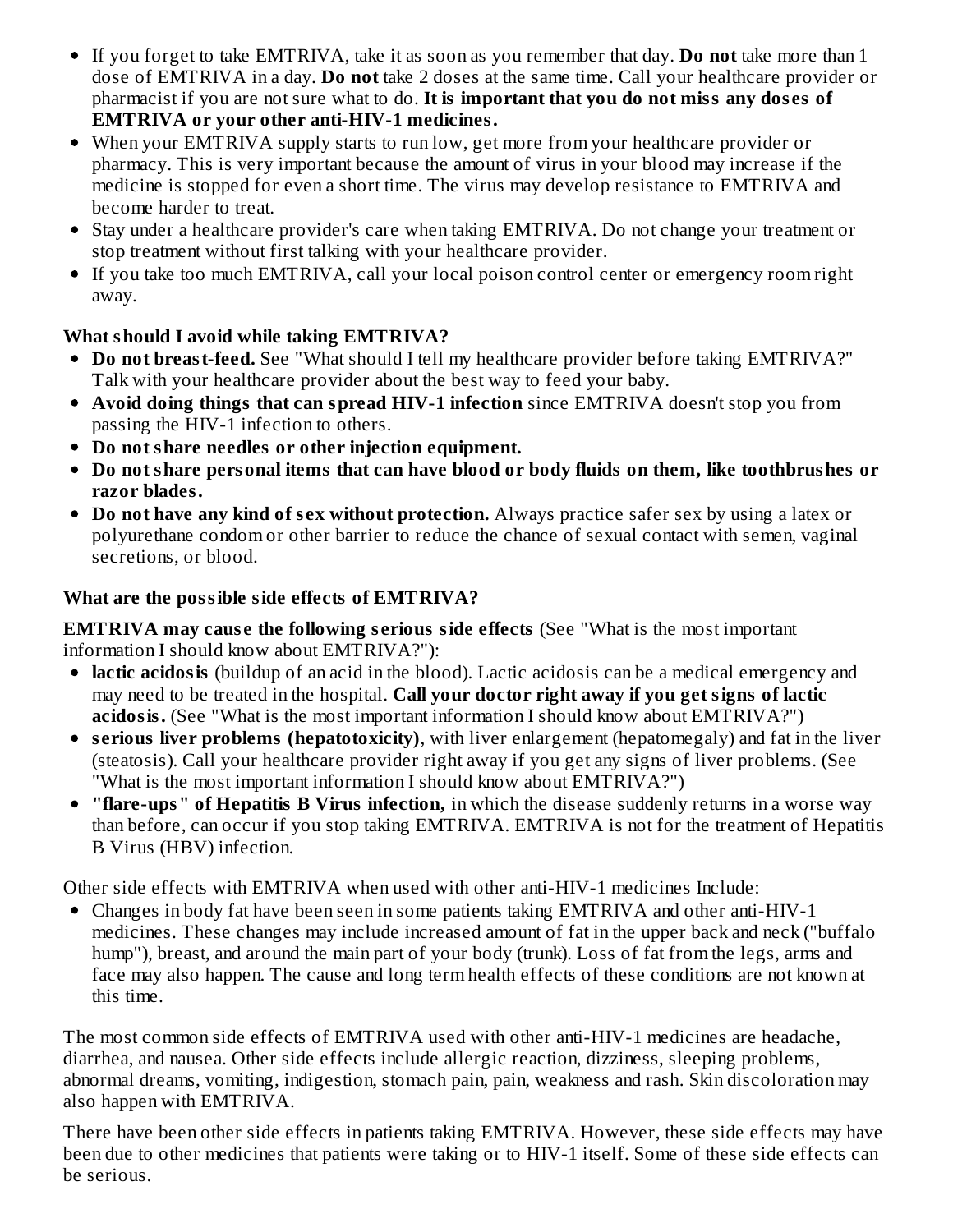- If you forget to take EMTRIVA, take it as soon as you remember that day. **Do not** take more than 1 dose of EMTRIVA in a day. **Do not** take 2 doses at the same time. Call your healthcare provider or pharmacist if you are not sure what to do. **It is important that you do not miss any doses of EMTRIVA or your other anti-HIV-1 medicines.**
- When your EMTRIVA supply starts to run low, get more from your healthcare provider or pharmacy. This is very important because the amount of virus in your blood may increase if the medicine is stopped for even a short time. The virus may develop resistance to EMTRIVA and become harder to treat.
- Stay under a healthcare provider's care when taking EMTRIVA. Do not change your treatment or stop treatment without first talking with your healthcare provider.
- If you take too much EMTRIVA, call your local poison control center or emergency room right away.

**What should I avoid while taking EMTRIVA?**

- **Do not breast-feed.** See "What should I tell my healthcare provider before taking EMTRIVA?" Talk with your healthcare provider about the best way to feed your baby.
- **Avoid doing things that can spread HIV-1 infection** since EMTRIVA doesn't stop you from passing the HIV-1 infection to others.
- **Do not share needles or other injection equipment.**
- **Do not share personal items that can have blood or body fluids on them, like toothbrushes or razor blades.**
- **Do not have any kind of sex without protection.** Always practice safer sex by using a latex or polyurethane condom or other barrier to reduce the chance of sexual contact with semen, vaginal secretions, or blood.

**What are the possible side effects of EMTRIVA?**

**EMTRIVA may cause the following serious side effects** (See "What is the most important information I should know about EMTRIVA?"):

- **lactic acidosis** (buildup of an acid in the blood). Lactic acidosis can be a medical emergency and may need to be treated in the hospital. **Call your doctor right away if you get signs of lactic acidosis.** (See "What is the most important information I should know about EMTRIVA?")
- **serious liver problems (hepatotoxicity)**, with liver enlargement (hepatomegaly) and fat in the liver (steatosis). Call your healthcare provider right away if you get any signs of liver problems. (See "What is the most important information I should know about EMTRIVA?")
- **"flare-ups" of Hepatitis B Virus infection,** in which the disease suddenly returns in a worse way than before, can occur if you stop taking EMTRIVA. EMTRIVA is not for the treatment of Hepatitis B Virus (HBV) infection.

Other side effects with EMTRIVA when used with other anti-HIV-1 medicines Include:

- Changes in body fat have been seen in some patients taking EMTRIVA and other anti-HIV-1 medicines. These changes may include increased amount of fat in the upper back and neck ("buffalo hump"), breast, and around the main part of your body (trunk). Loss of fat from the legs, arms and face may also happen. The cause and long term health effects of these conditions are not known at this time.

The most common side effects of EMTRIVA used with other anti-HIV-1 medicines are headache, diarrhea, and nausea. Other side effects include allergic reaction, dizziness, sleeping problems, abnormal dreams, vomiting, indigestion, stomach pain, pain, weakness and rash. Skin discoloration may also happen with EMTRIVA.

There have been other side effects in patients taking EMTRIVA. However, these side effects may have been due to other medicines that patients were taking or to HIV-1 itself. Some of these side effects can be serious.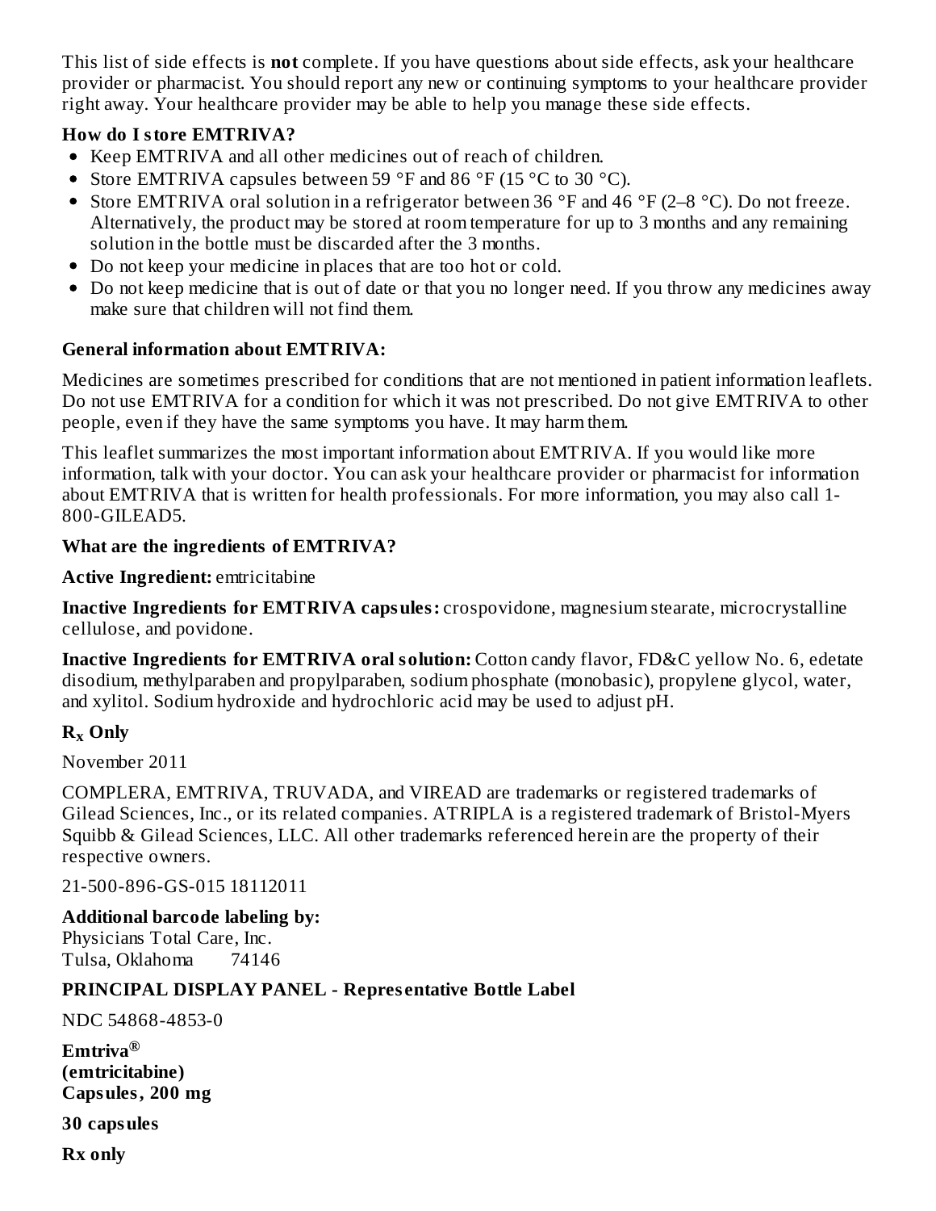This list of side effects is **not** complete. If you have questions about side effects, ask your healthcare provider or pharmacist. You should report any new or continuing symptoms to your healthcare provider right away. Your healthcare provider may be able to help you manage these side effects.

**How do I store EMTRIVA?**

- Keep EMTRIVA and all other medicines out of reach of children.
- Store EMTRIVA capsules between 59 °F and 86 °F (15 °C to 30 °C).
- Store EMTRIVA oral solution in a refrigerator between 36 °F and 46 °F (2–8 °C). Do not freeze. Alternatively, the product may be stored at room temperature for up to 3 months and any remaining solution in the bottle must be discarded after the 3 months.
- Do not keep your medicine in places that are too hot or cold.
- Do not keep medicine that is out of date or that you no longer need. If you throw any medicines away make sure that children will not find them.

**General information about EMTRIVA:**

Medicines are sometimes prescribed for conditions that are not mentioned in patient information leaflets. Do not use EMTRIVA for a condition for which it was not prescribed. Do not give EMTRIVA to other people, even if they have the same symptoms you have. It may harm them.

This leaflet summarizes the most important information about EMTRIVA. If you would like more information, talk with your doctor. You can ask your healthcare provider or pharmacist for information about EMTRIVA that is written for health professionals. For more information, you may also call 1-800-GILEAD5.

**What are the ingredients of EMTRIVA?**

**Active Ingredient:** emtricitabine

**Inactive Ingredients for EMTRIVA capsules:** crospovidone, magnesium stearate, microcrystalline cellulose, and povidone.

**Inactive Ingredients for EMTRIVA oral solution:** Cotton candy flavor, FD&C yellow No. 6, edetate disodium, methylparaben and propylparaben, sodium phosphate (monobasic), propylene glycol, water, and xylitol. Sodium hydroxide and hydrochloric acid may be used to adjust pH.

**$R_x$ Only**

November 2011

COMPLERA, EMTRIVA, TRUVADA, and VIREAD are trademarks or registered trademarks of Gilead Sciences, Inc., or its related companies. ATRIPLA is a registered trademark of Bristol-Myers Squibb & Gilead Sciences, LLC. All other trademarks referenced herein are the property of their respective owners.

21-500-896-GS-015 18112011

**Additional barcode labeling by:**
Physicians Total Care, Inc.
Tulsa, Oklahoma 74146

**PRINCIPAL DISPLAY PANEL - Representative Bottle Label**

NDC 54868-4853-0

**Emtriva®**
**(emtricitabine)**
**Capsules, 200 mg**

**30 capsules**

**Rx only**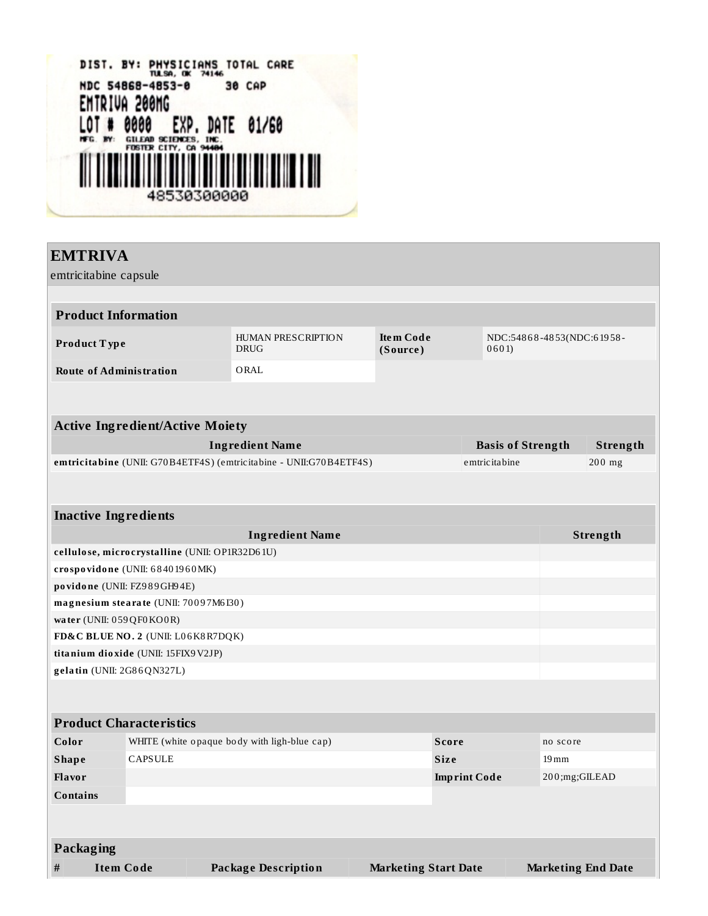DIST. BY: PHYSICIANS TOTAL CARE
TULSA, OK 74146
NDC 54868-4853-0 30 CAP
EMTRIVA 200MG
LOT # 0000 EXP. DATE 01/60
MFG. BY: GILEAD SCIENCES, INC.
FOSTER CITY, CA 94404
48530300000

# EMTRIVA

emtricitabine capsule

| Product Information | | | |
|---|---|---|---|
| **Product Type** | HUMAN PRESCRIPTION DRUG | **Item Code (Source)** | NDC:54868-4853(NDC:61958-0601) |
| **Route of Administration** | ORAL | | |

| Active Ingredient/Active Moiety | | |
|---|---|---|
| **Ingredient Name** | **Basis of Strength** | **Strength** |
| **emtricitabine** (UNII: G70B4ETF4S) (emtricitabine - UNII:G70B4ETF4S) | emtricitabine | 200 mg |

| Inactive Ingredients | |
|---|---|
| **Ingredient Name** | **Strength** |
| **cellulose, microcrystalline** (UNII: OP1R32D61U) | |
| **crospovidone** (UNII: 68401960MK) | |
| **povidone** (UNII: FZ989GH94E) | |
| **magnesium stearate** (UNII: 70097M6I30) | |
| **water** (UNII: 059QF0KO0R) | |
| **FD&C BLUE NO. 2** (UNII: L06K8R7DQK) | |
| **titanium dioxide** (UNII: 15FIX9V2JP) | |
| **gelatin** (UNII: 2G86QN327L) | |

| Product Characteristics | | | |
|---|---|---|---|
| **Color** | WHITE (white opaque body with ligh-blue cap) | **Score** | no score |
| **Shape** | CAPSULE | **Size** | 19mm |
| **Flavor** | | **Imprint Code** | 200;mg;GILEAD |
| **Contains** | | | |

| Packaging | | | | |
|---|---|---|---|---|
| **#** | **Item Code** | **Package Description** | **Marketing Start Date** | **Marketing End Date** |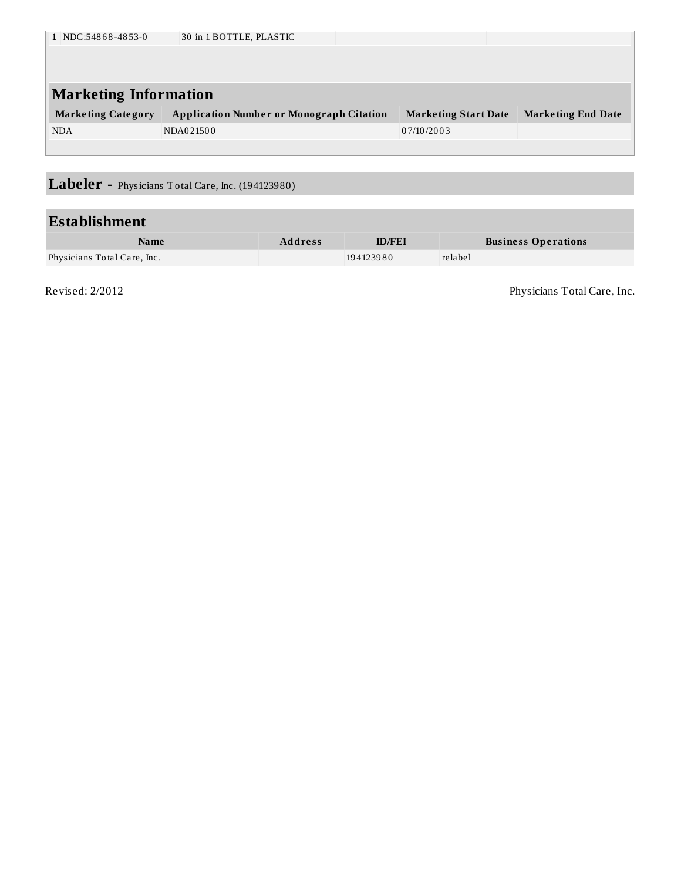| | | | | |
|---|---|---|---|---|
| 1 | NDC:54868-4853-0 | 30 in 1 BOTTLE, PLASTIC | | |

## Marketing Information

| Marketing Category | Application Number or Monograph Citation | Marketing Start Date | Marketing End Date |
|---|---|---|---|
| NDA | NDA021500 | 07/10/2003 | |

## Labeler - Physicians Total Care, Inc. (194123980)

## Establishment

| Name | Address | ID/FEI | Business Operations |
|---|---|---|---|
| Physicians Total Care, Inc. | | 194123980 | relabel |

Revised: 2/2012

Physicians Total Care, Inc.